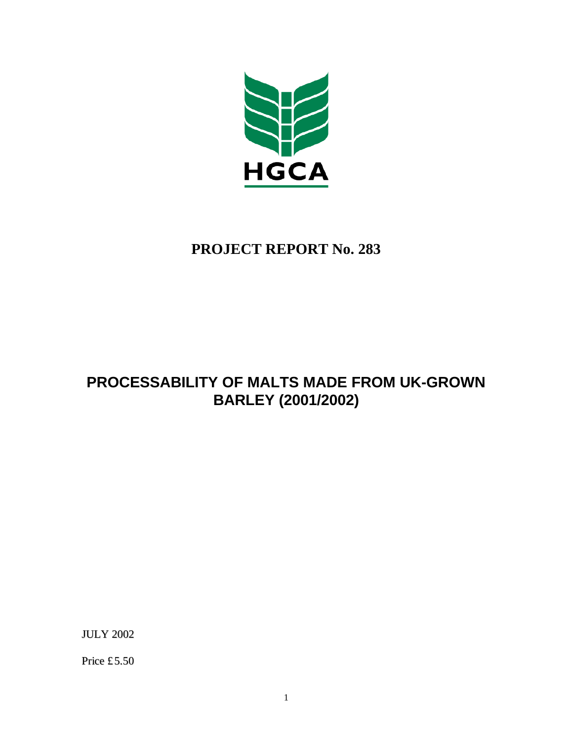HGCA

# PROJECT REPORT No. 283

# PROCESSABILITY OF MALTS MADE FROM UK-GROWN BARLEY (2001/2002)

JULY 2002

Price £5.50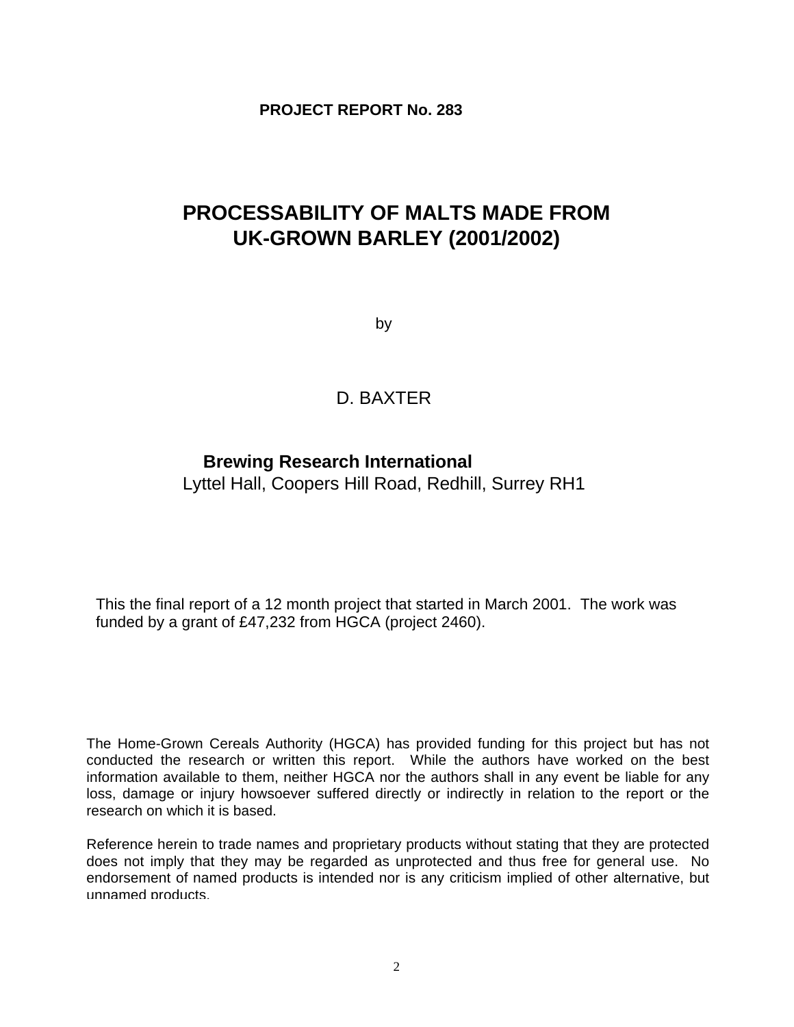**PROJECT REPORT No. 283**

# PROCESSABILITY OF MALTS MADE FROM UK-GROWN BARLEY (2001/2002)

by

D. BAXTER

**Brewing Research International**
Lyttel Hall, Coopers Hill Road, Redhill, Surrey RH1

This the final report of a 12 month project that started in March 2001. The work was funded by a grant of £47,232 from HGCA (project 2460).

The Home-Grown Cereals Authority (HGCA) has provided funding for this project but has not conducted the research or written this report. While the authors have worked on the best information available to them, neither HGCA nor the authors shall in any event be liable for any loss, damage or injury howsoever suffered directly or indirectly in relation to the report or the research on which it is based.

Reference herein to trade names and proprietary products without stating that they are protected does not imply that they may be regarded as unprotected and thus free for general use. No endorsement of named products is intended nor is any criticism implied of other alternative, but unnamed products.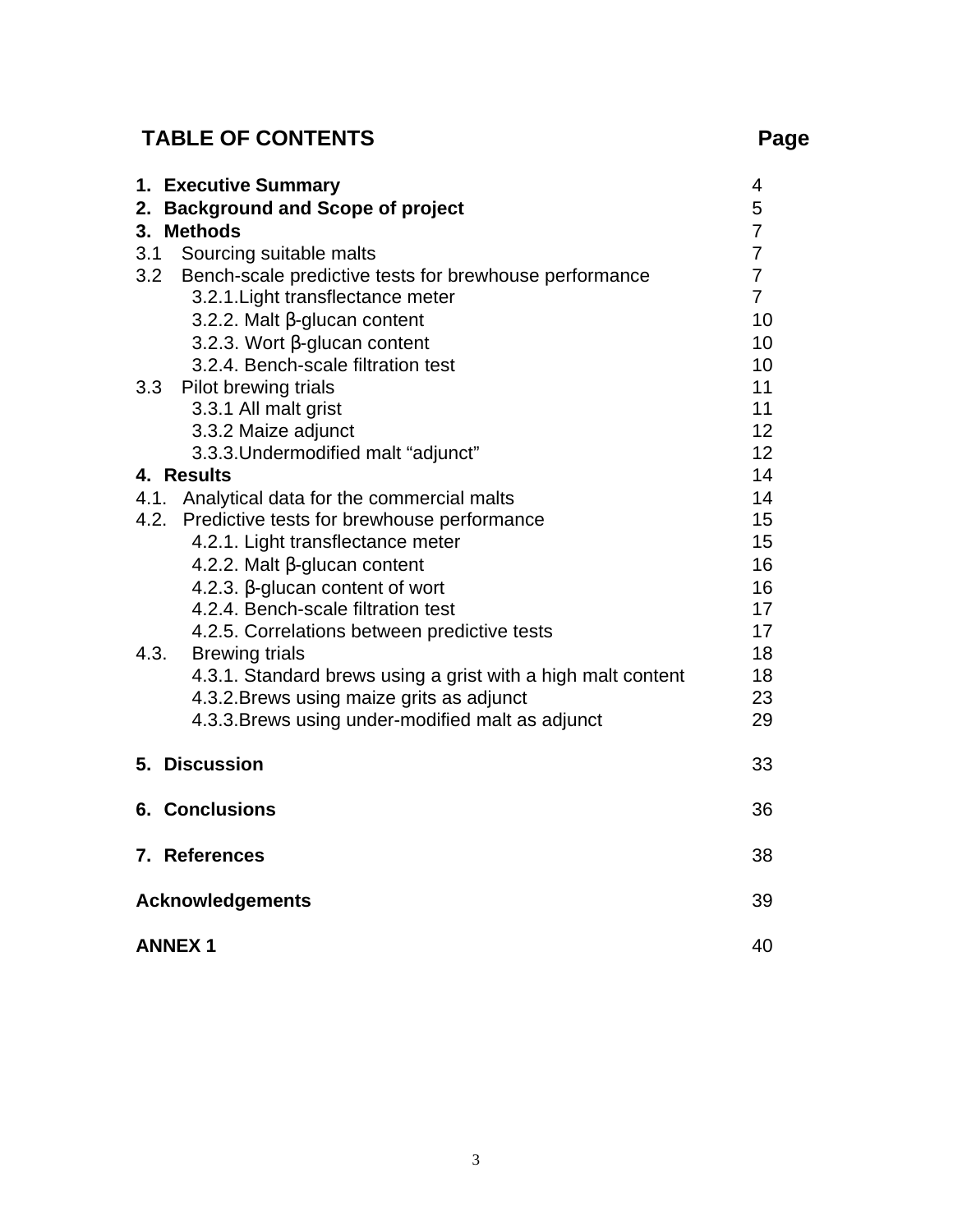## TABLE OF CONTENTS

| | Page |
|---|---|
| **1. Executive Summary** | 4 |
| **2. Background and Scope of project** | 5 |
| **3. Methods** | 7 |
| 3.1 Sourcing suitable malts | 7 |
| 3.2 Bench-scale predictive tests for brewhouse performance | 7 |
| 3.2.1. Light transflectance meter | 7 |
| 3.2.2. Malt β-glucan content | 10 |
| 3.2.3. Wort β-glucan content | 10 |
| 3.2.4. Bench-scale filtration test | 10 |
| 3.3 Pilot brewing trials | 11 |
| 3.3.1 All malt grist | 11 |
| 3.3.2 Maize adjunct | 12 |
| 3.3.3. Undermodified malt "adjunct" | 12 |
| **4. Results** | 14 |
| 4.1. Analytical data for the commercial malts | 14 |
| 4.2. Predictive tests for brewhouse performance | 15 |
| 4.2.1. Light transflectance meter | 15 |
| 4.2.2. Malt β-glucan content | 16 |
| 4.2.3. β-glucan content of wort | 16 |
| 4.2.4. Bench-scale filtration test | 17 |
| 4.2.5. Correlations between predictive tests | 17 |
| 4.3. Brewing trials | 18 |
| 4.3.1. Standard brews using a grist with a high malt content | 18 |
| 4.3.2. Brews using maize grits as adjunct | 23 |
| 4.3.3. Brews using under-modified malt as adjunct | 29 |
| **5. Discussion** | 33 |
| **6. Conclusions** | 36 |
| **7. References** | 38 |
| **Acknowledgements** | 39 |
| **ANNEX 1** | 40 |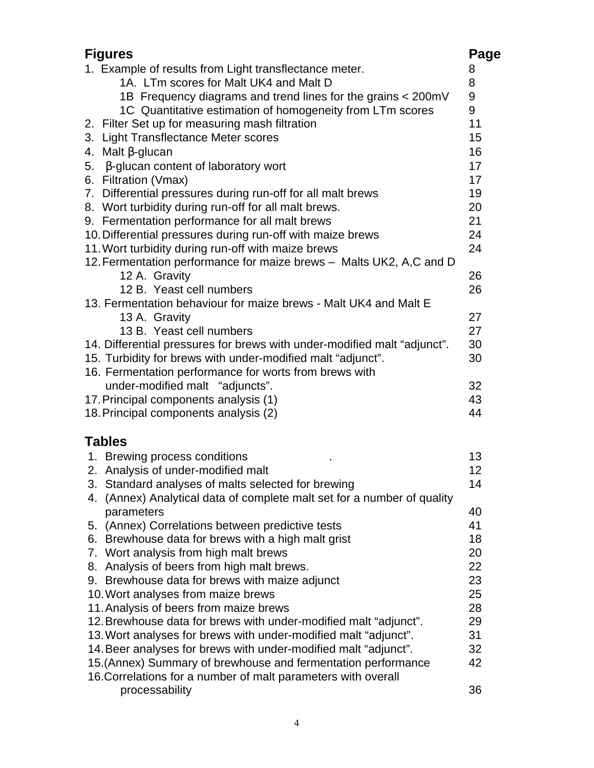| **Figures** | **Page** |
| --- | --- |
| 1. Example of results from Light transflectance meter. | 8 |
| 1A. LTm scores for Malt UK4 and Malt D | 8 |
| 1B Frequency diagrams and trend lines for the grains < 200mV | 9 |
| 1C Quantitative estimation of homogeneity from LTm scores | 9 |
| 2. Filter Set up for measuring mash filtration | 11 |
| 3. Light Transflectance Meter scores | 15 |
| 4. Malt β-glucan | 16 |
| 5. β-glucan content of laboratory wort | 17 |
| 6. Filtration (Vmax) | 17 |
| 7. Differential pressures during run-off for all malt brews | 19 |
| 8. Wort turbidity during run-off for all malt brews. | 20 |
| 9. Fermentation performance for all malt brews | 21 |
| 10. Differential pressures during run-off with maize brews | 24 |
| 11. Wort turbidity during run-off with maize brews | 24 |
| 12. Fermentation performance for maize brews – Malts UK2, A,C and D | |
| 12 A. Gravity | 26 |
| 12 B. Yeast cell numbers | 26 |
| 13. Fermentation behaviour for maize brews - Malt UK4 and Malt E | |
| 13 A. Gravity | 27 |
| 13 B. Yeast cell numbers | 27 |
| 14. Differential pressures for brews with under-modified malt “adjunct”. | 30 |
| 15. Turbidity for brews with under-modified malt “adjunct”. | 30 |
| 16. Fermentation performance for worts from brews with under-modified malt “adjuncts”. | 32 |
| 17. Principal components analysis (1) | 43 |
| 18. Principal components analysis (2) | 44 |

| **Tables** | |
| --- | --- |
| 1. Brewing process conditions | 13 |
| 2. Analysis of under-modified malt | 12 |
| 3. Standard analyses of malts selected for brewing | 14 |
| 4. (Annex) Analytical data of complete malt set for a number of quality parameters | 40 |
| 5. (Annex) Correlations between predictive tests | 41 |
| 6. Brewhouse data for brews with a high malt grist | 18 |
| 7. Wort analysis from high malt brews | 20 |
| 8. Analysis of beers from high malt brews. | 22 |
| 9. Brewhouse data for brews with maize adjunct | 23 |
| 10. Wort analyses from maize brews | 25 |
| 11. Analysis of beers from maize brews | 28 |
| 12. Brewhouse data for brews with under-modified malt “adjunct”. | 29 |
| 13. Wort analyses for brews with under-modified malt “adjunct”. | 31 |
| 14. Beer analyses for brews with under-modified malt “adjunct”. | 32 |
| 15. (Annex) Summary of brewhouse and fermentation performance | 42 |
| 16. Correlations for a number of malt parameters with overall processability | 36 |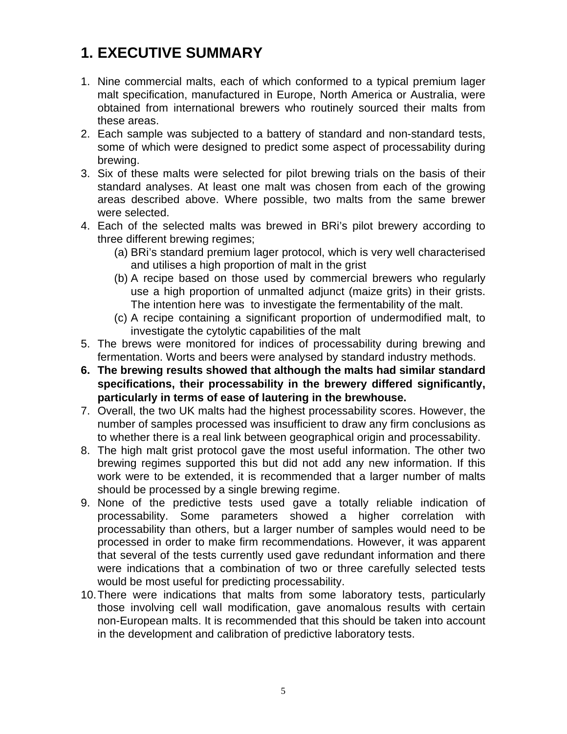# 1. EXECUTIVE SUMMARY

1. Nine commercial malts, each of which conformed to a typical premium lager malt specification, manufactured in Europe, North America or Australia, were obtained from international brewers who routinely sourced their malts from these areas.
2. Each sample was subjected to a battery of standard and non-standard tests, some of which were designed to predict some aspect of processability during brewing.
3. Six of these malts were selected for pilot brewing trials on the basis of their standard analyses. At least one malt was chosen from each of the growing areas described above. Where possible, two malts from the same brewer were selected.
4. Each of the selected malts was brewed in BRi's pilot brewery according to three different brewing regimes;
   (a) BRi's standard premium lager protocol, which is very well characterised and utilises a high proportion of malt in the grist
   (b) A recipe based on those used by commercial brewers who regularly use a high proportion of unmalted adjunct (maize grits) in their grists. The intention here was to investigate the fermentability of the malt.
   (c) A recipe containing a significant proportion of undermodified malt, to investigate the cytolytic capabilities of the malt
5. The brews were monitored for indices of processability during brewing and fermentation. Worts and beers were analysed by standard industry methods.
6. **The brewing results showed that although the malts had similar standard specifications, their processability in the brewery differed significantly, particularly in terms of ease of lautering in the brewhouse.**
7. Overall, the two UK malts had the highest processability scores. However, the number of samples processed was insufficient to draw any firm conclusions as to whether there is a real link between geographical origin and processability.
8. The high malt grist protocol gave the most useful information. The other two brewing regimes supported this but did not add any new information. If this work were to be extended, it is recommended that a larger number of malts should be processed by a single brewing regime.
9. None of the predictive tests used gave a totally reliable indication of processability. Some parameters showed a higher correlation with processability than others, but a larger number of samples would need to be processed in order to make firm recommendations. However, it was apparent that several of the tests currently used gave redundant information and there were indications that a combination of two or three carefully selected tests would be most useful for predicting processability.
10. There were indications that malts from some laboratory tests, particularly those involving cell wall modification, gave anomalous results with certain non-European malts. It is recommended that this should be taken into account in the development and calibration of predictive laboratory tests.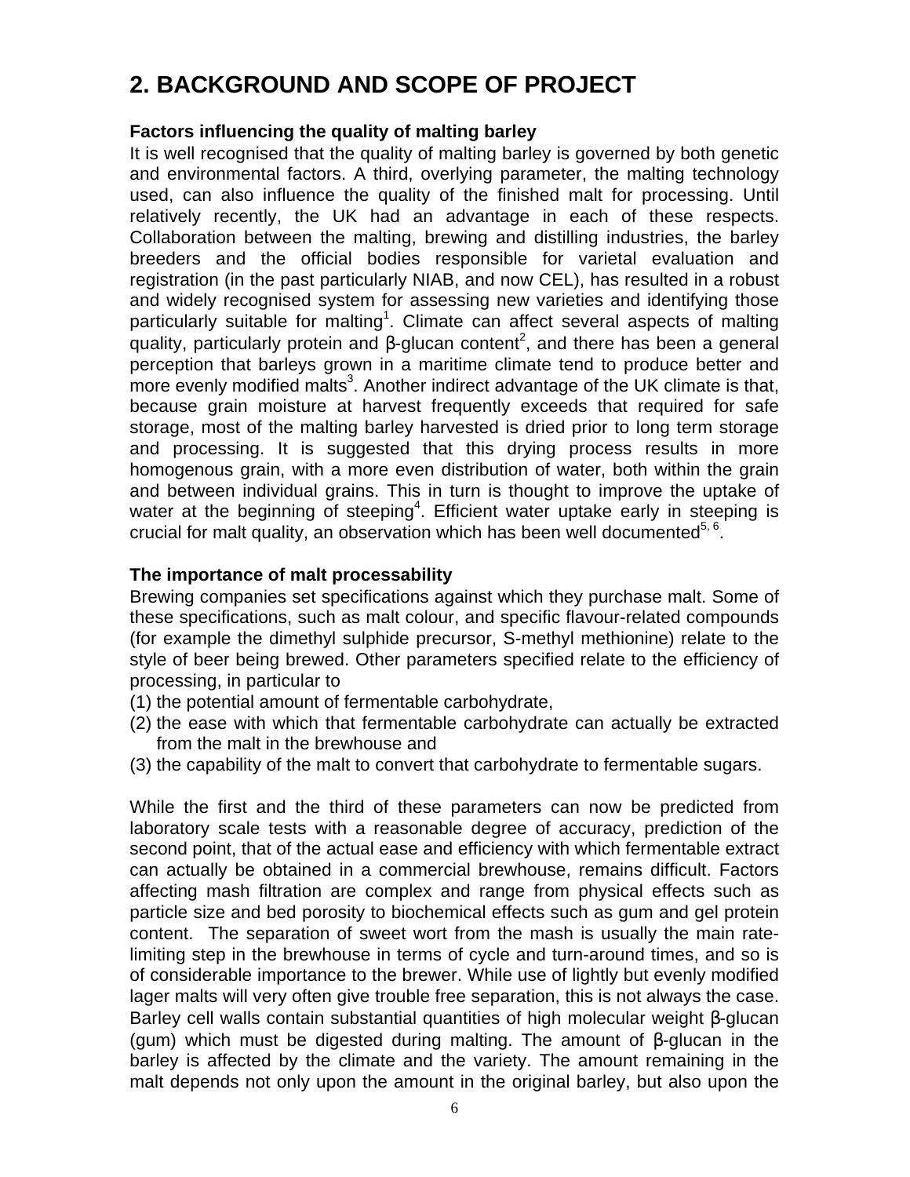## 2. BACKGROUND AND SCOPE OF PROJECT

**Factors influencing the quality of malting barley**

It is well recognised that the quality of malting barley is governed by both genetic and environmental factors. A third, overlying parameter, the malting technology used, can also influence the quality of the finished malt for processing. Until relatively recently, the UK had an advantage in each of these respects. Collaboration between the malting, brewing and distilling industries, the barley breeders and the official bodies responsible for varietal evaluation and registration (in the past particularly NIAB, and now CEL), has resulted in a robust and widely recognised system for assessing new varieties and identifying those particularly suitable for malting[1]. Climate can affect several aspects of malting quality, particularly protein and β-glucan content[2], and there has been a general perception that barleys grown in a maritime climate tend to produce better and more evenly modified malts[3]. Another indirect advantage of the UK climate is that, because grain moisture at harvest frequently exceeds that required for safe storage, most of the malting barley harvested is dried prior to long term storage and processing. It is suggested that this drying process results in more homogenous grain, with a more even distribution of water, both within the grain and between individual grains. This in turn is thought to improve the uptake of water at the beginning of steeping[4]. Efficient water uptake early in steeping is crucial for malt quality, an observation which has been well documented[5, 6].

**The importance of malt processability**

Brewing companies set specifications against which they purchase malt. Some of these specifications, such as malt colour, and specific flavour-related compounds (for example the dimethyl sulphide precursor, S-methyl methionine) relate to the style of beer being brewed. Other parameters specified relate to the efficiency of processing, in particular to

(1) the potential amount of fermentable carbohydrate,
(2) the ease with which that fermentable carbohydrate can actually be extracted from the malt in the brewhouse and
(3) the capability of the malt to convert that carbohydrate to fermentable sugars.

While the first and the third of these parameters can now be predicted from laboratory scale tests with a reasonable degree of accuracy, prediction of the second point, that of the actual ease and efficiency with which fermentable extract can actually be obtained in a commercial brewhouse, remains difficult. Factors affecting mash filtration are complex and range from physical effects such as particle size and bed porosity to biochemical effects such as gum and gel protein content. The separation of sweet wort from the mash is usually the main rate-limiting step in the brewhouse in terms of cycle and turn-around times, and so is of considerable importance to the brewer. While use of lightly but evenly modified lager malts will very often give trouble free separation, this is not always the case. Barley cell walls contain substantial quantities of high molecular weight β-glucan (gum) which must be digested during malting. The amount of β-glucan in the barley is affected by the climate and the variety. The amount remaining in the malt depends not only upon the amount in the original barley, but also upon the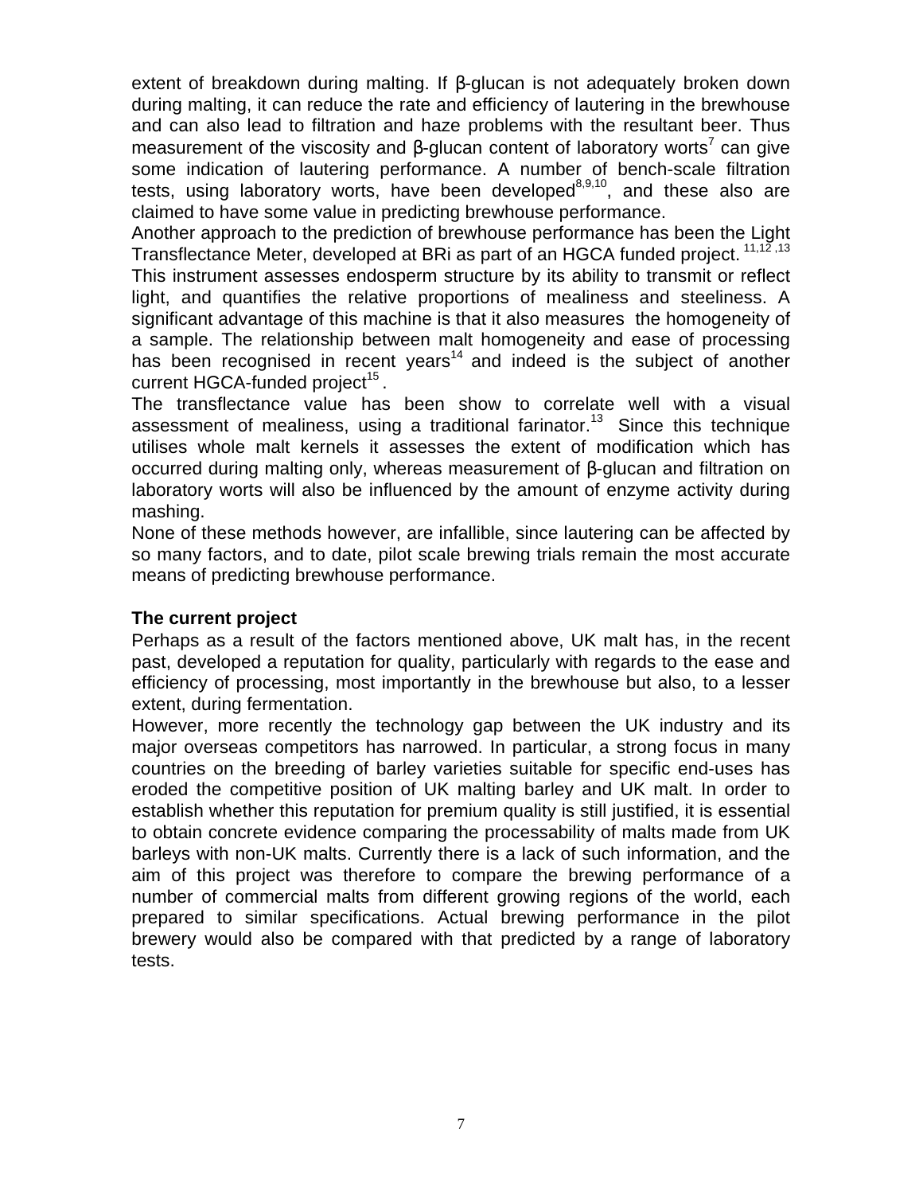extent of breakdown during malting. If β-glucan is not adequately broken down during malting, it can reduce the rate and efficiency of lautering in the brewhouse and can also lead to filtration and haze problems with the resultant beer. Thus measurement of the viscosity and β-glucan content of laboratory worts[7] can give some indication of lautering performance. A number of bench-scale filtration tests, using laboratory worts, have been developed[8,9,10], and these also are claimed to have some value in predicting brewhouse performance.

Another approach to the prediction of brewhouse performance has been the Light Transflectance Meter, developed at BRi as part of an HGCA funded project. [11,12,13] This instrument assesses endosperm structure by its ability to transmit or reflect light, and quantifies the relative proportions of mealiness and steeliness. A significant advantage of this machine is that it also measures the homogeneity of a sample. The relationship between malt homogeneity and ease of processing has been recognised in recent years[14] and indeed is the subject of another current HGCA-funded project[15] .

The transflectance value has been show to correlate well with a visual assessment of mealiness, using a traditional farinator.[13] Since this technique utilises whole malt kernels it assesses the extent of modification which has occurred during malting only, whereas measurement of β-glucan and filtration on laboratory worts will also be influenced by the amount of enzyme activity during mashing.

None of these methods however, are infallible, since lautering can be affected by so many factors, and to date, pilot scale brewing trials remain the most accurate means of predicting brewhouse performance.

**The current project**

Perhaps as a result of the factors mentioned above, UK malt has, in the recent past, developed a reputation for quality, particularly with regards to the ease and efficiency of processing, most importantly in the brewhouse but also, to a lesser extent, during fermentation.

However, more recently the technology gap between the UK industry and its major overseas competitors has narrowed. In particular, a strong focus in many countries on the breeding of barley varieties suitable for specific end-uses has eroded the competitive position of UK malting barley and UK malt. In order to establish whether this reputation for premium quality is still justified, it is essential to obtain concrete evidence comparing the processability of malts made from UK barleys with non-UK malts. Currently there is a lack of such information, and the aim of this project was therefore to compare the brewing performance of a number of commercial malts from different growing regions of the world, each prepared to similar specifications. Actual brewing performance in the pilot brewery would also be compared with that predicted by a range of laboratory tests.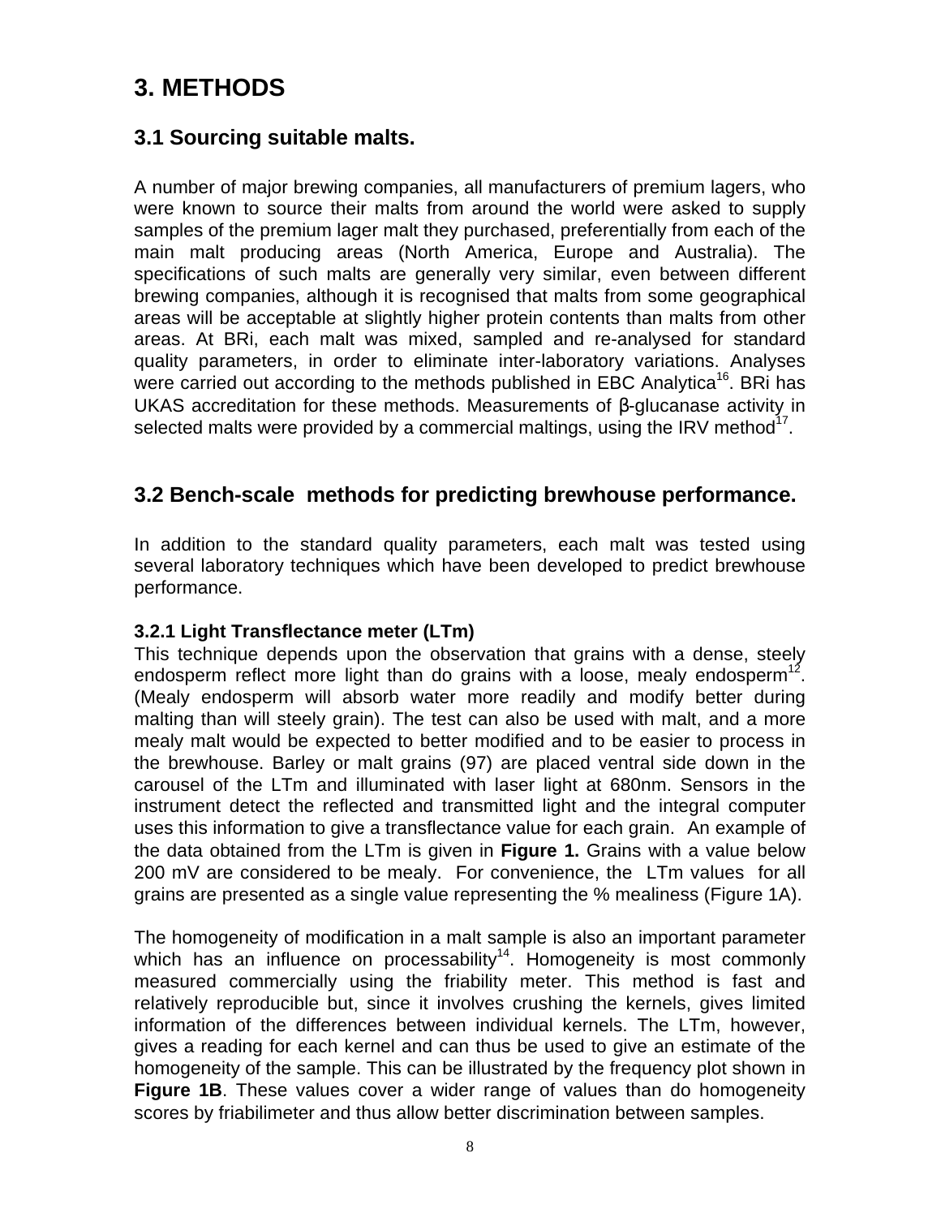# 3. METHODS

## 3.1 Sourcing suitable malts.

A number of major brewing companies, all manufacturers of premium lagers, who were known to source their malts from around the world were asked to supply samples of the premium lager malt they purchased, preferentially from each of the main malt producing areas (North America, Europe and Australia). The specifications of such malts are generally very similar, even between different brewing companies, although it is recognised that malts from some geographical areas will be acceptable at slightly higher protein contents than malts from other areas. At BRi, each malt was mixed, sampled and re-analysed for standard quality parameters, in order to eliminate inter-laboratory variations. Analyses were carried out according to the methods published in EBC Analytica[16]. BRi has UKAS accreditation for these methods. Measurements of β-glucanase activity in selected malts were provided by a commercial maltings, using the IRV method[17].

## 3.2 Bench-scale methods for predicting brewhouse performance.

In addition to the standard quality parameters, each malt was tested using several laboratory techniques which have been developed to predict brewhouse performance.

### 3.2.1 Light Transflectance meter (LTm)

This technique depends upon the observation that grains with a dense, steely endosperm reflect more light than do grains with a loose, mealy endosperm[12]. (Mealy endosperm will absorb water more readily and modify better during malting than will steely grain). The test can also be used with malt, and a more mealy malt would be expected to better modified and to be easier to process in the brewhouse. Barley or malt grains (97) are placed ventral side down in the carousel of the LTm and illuminated with laser light at 680nm. Sensors in the instrument detect the reflected and transmitted light and the integral computer uses this information to give a transflectance value for each grain. An example of the data obtained from the LTm is given in **Figure 1.** Grains with a value below 200 mV are considered to be mealy. For convenience, the LTm values for all grains are presented as a single value representing the % mealiness (Figure 1A).

The homogeneity of modification in a malt sample is also an important parameter which has an influence on processability[14]. Homogeneity is most commonly measured commercially using the friability meter. This method is fast and relatively reproducible but, since it involves crushing the kernels, gives limited information of the differences between individual kernels. The LTm, however, gives a reading for each kernel and can thus be used to give an estimate of the homogeneity of the sample. This can be illustrated by the frequency plot shown in **Figure 1B**. These values cover a wider range of values than do homogeneity scores by friabilimeter and thus allow better discrimination between samples.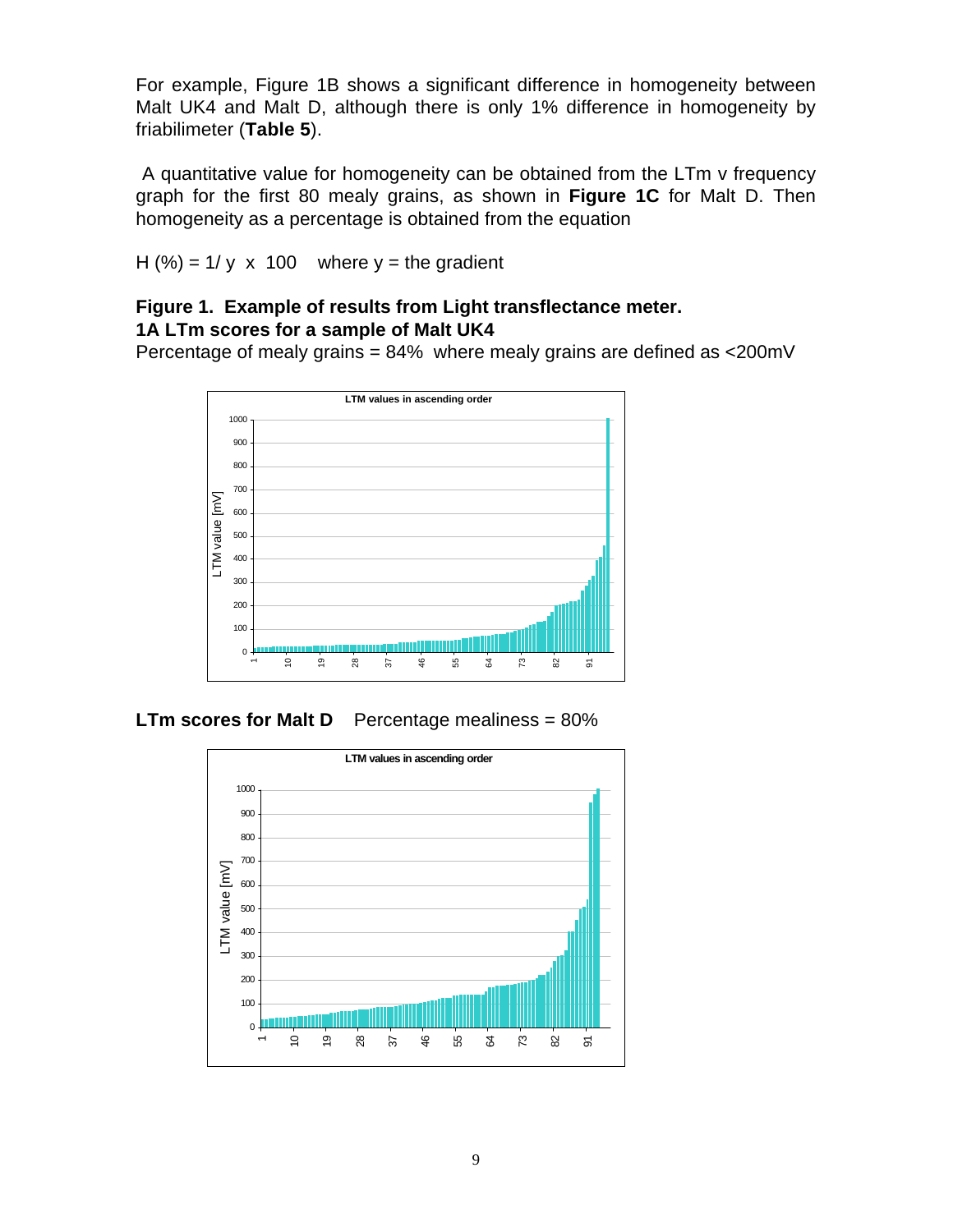For example, Figure 1B shows a significant difference in homogeneity between Malt UK4 and Malt D, although there is only 1% difference in homogeneity by friabilimeter (**Table 5**).

A quantitative value for homogeneity can be obtained from the LTm v frequency graph for the first 80 mealy grains, as shown in **Figure 1C** for Malt D. Then homogeneity as a percentage is obtained from the equation

$H (\%) = 1/y \times 100$ where y = the gradient

**Figure 1. Example of results from Light transflectance meter.**
**1A LTm scores for a sample of Malt UK4**
Percentage of mealy grains = 84% where mealy grains are defined as <200mV

**LTm scores for Malt D** Percentage mealiness = 80%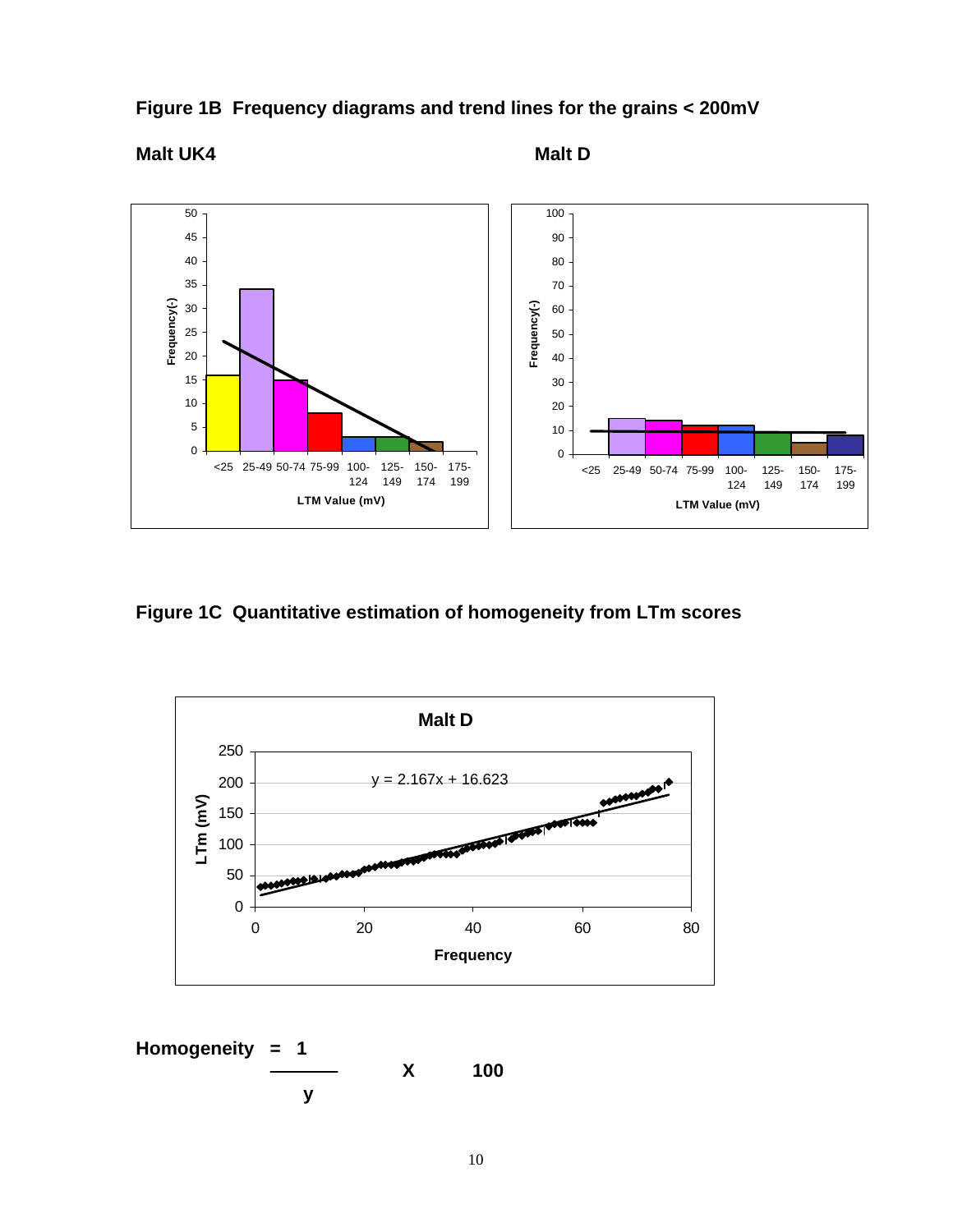**Figure 1B Frequency diagrams and trend lines for the grains < 200mV**

**Malt UK4**

**Malt D**

**Figure 1C Quantitative estimation of homogeneity from LTm scores**

$$\text{Homogeneity} = \frac{1}{y} \times 100$$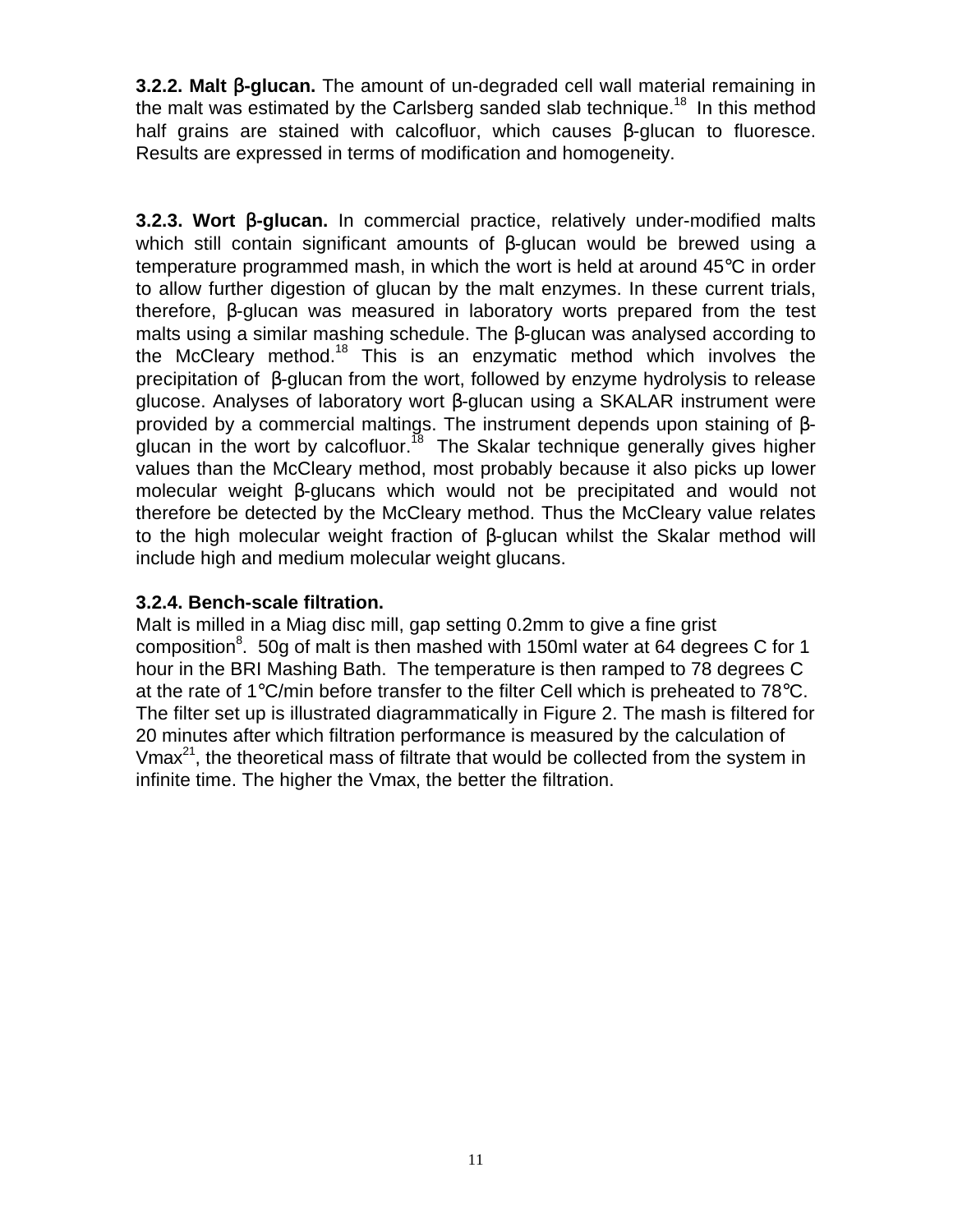**3.2.2. Malt β-glucan.** The amount of un-degraded cell wall material remaining in the malt was estimated by the Carlsberg sanded slab technique.[18] In this method half grains are stained with calcofluor, which causes β-glucan to fluoresce. Results are expressed in terms of modification and homogeneity.

**3.2.3. Wort β-glucan.** In commercial practice, relatively under-modified malts which still contain significant amounts of β-glucan would be brewed using a temperature programmed mash, in which the wort is held at around 45°C in order to allow further digestion of glucan by the malt enzymes. In these current trials, therefore, β-glucan was measured in laboratory worts prepared from the test malts using a similar mashing schedule. The β-glucan was analysed according to the McCleary method.[18] This is an enzymatic method which involves the precipitation of β-glucan from the wort, followed by enzyme hydrolysis to release glucose. Analyses of laboratory wort β-glucan using a SKALAR instrument were provided by a commercial maltings. The instrument depends upon staining of β-glucan in the wort by calcofluor.[18] The Skalar technique generally gives higher values than the McCleary method, most probably because it also picks up lower molecular weight β-glucans which would not be precipitated and would not therefore be detected by the McCleary method. Thus the McCleary value relates to the high molecular weight fraction of β-glucan whilst the Skalar method will include high and medium molecular weight glucans.

**3.2.4. Bench-scale filtration.**

Malt is milled in a Miag disc mill, gap setting 0.2mm to give a fine grist composition[8]. 50g of malt is then mashed with 150ml water at 64 degrees C for 1 hour in the BRI Mashing Bath. The temperature is then ramped to 78 degrees C at the rate of 1°C/min before transfer to the filter Cell which is preheated to 78°C. The filter set up is illustrated diagrammatically in Figure 2. The mash is filtered for 20 minutes after which filtration performance is measured by the calculation of Vmax[21], the theoretical mass of filtrate that would be collected from the system in infinite time. The higher the Vmax, the better the filtration.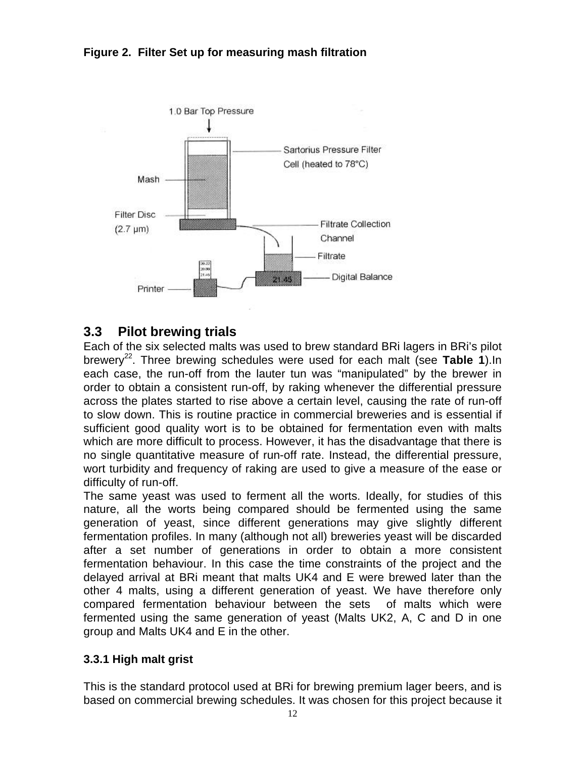**Figure 2. Filter Set up for measuring mash filtration**

## 3.3 Pilot brewing trials

Each of the six selected malts was used to brew standard BRi lagers in BRi's pilot brewery[22]. Three brewing schedules were used for each malt (see **Table 1**).In each case, the run-off from the lauter tun was "manipulated" by the brewer in order to obtain a consistent run-off, by raking whenever the differential pressure across the plates started to rise above a certain level, causing the rate of run-off to slow down. This is routine practice in commercial breweries and is essential if sufficient good quality wort is to be obtained for fermentation even with malts which are more difficult to process. However, it has the disadvantage that there is no single quantitative measure of run-off rate. Instead, the differential pressure, wort turbidity and frequency of raking are used to give a measure of the ease or difficulty of run-off.

The same yeast was used to ferment all the worts. Ideally, for studies of this nature, all the worts being compared should be fermented using the same generation of yeast, since different generations may give slightly different fermentation profiles. In many (although not all) breweries yeast will be discarded after a set number of generations in order to obtain a more consistent fermentation behaviour. In this case the time constraints of the project and the delayed arrival at BRi meant that malts UK4 and E were brewed later than the other 4 malts, using a different generation of yeast. We have therefore only compared fermentation behaviour between the sets of malts which were fermented using the same generation of yeast (Malts UK2, A, C and D in one group and Malts UK4 and E in the other.

### 3.3.1 High malt grist

This is the standard protocol used at BRi for brewing premium lager beers, and is based on commercial brewing schedules. It was chosen for this project because it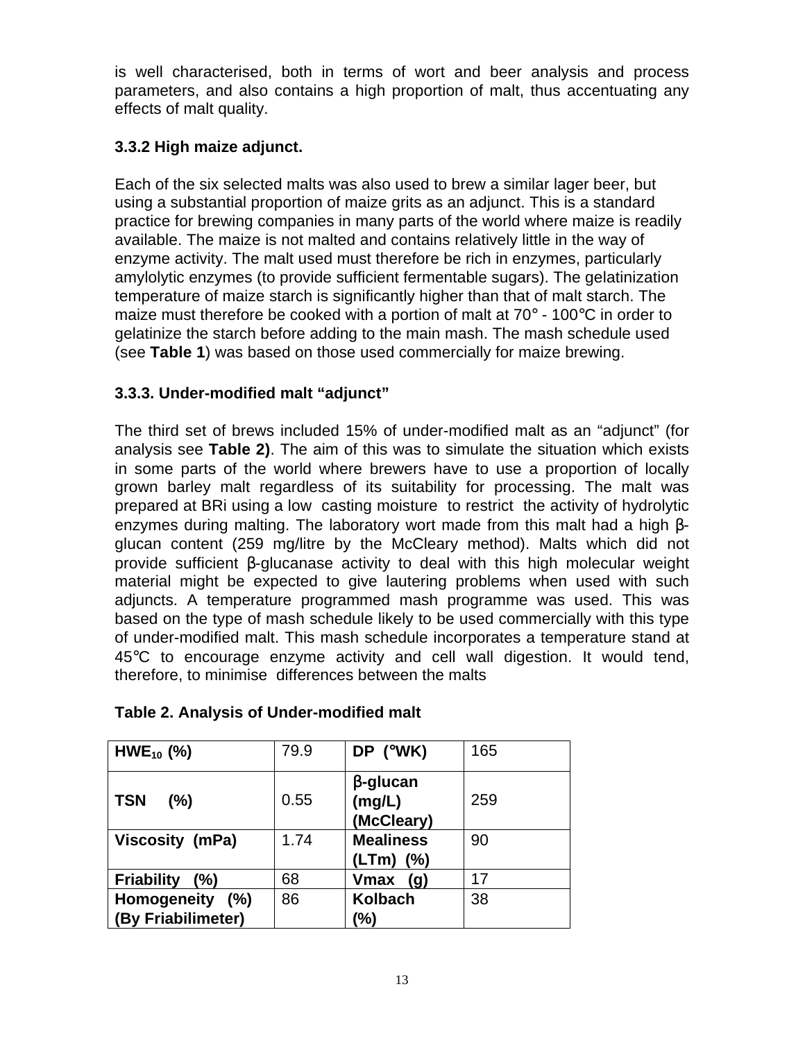is well characterised, both in terms of wort and beer analysis and process parameters, and also contains a high proportion of malt, thus accentuating any effects of malt quality.

### 3.3.2 High maize adjunct.

Each of the six selected malts was also used to brew a similar lager beer, but using a substantial proportion of maize grits as an adjunct. This is a standard practice for brewing companies in many parts of the world where maize is readily available. The maize is not malted and contains relatively little in the way of enzyme activity. The malt used must therefore be rich in enzymes, particularly amylolytic enzymes (to provide sufficient fermentable sugars). The gelatinization temperature of maize starch is significantly higher than that of malt starch. The maize must therefore be cooked with a portion of malt at 70° - 100°C in order to gelatinize the starch before adding to the main mash. The mash schedule used (see **Table 1**) was based on those used commercially for maize brewing.

### 3.3.3. Under-modified malt "adjunct"

The third set of brews included 15% of under-modified malt as an "adjunct" (for analysis see **Table 2)**. The aim of this was to simulate the situation which exists in some parts of the world where brewers have to use a proportion of locally grown barley malt regardless of its suitability for processing. The malt was prepared at BRi using a low casting moisture to restrict the activity of hydrolytic enzymes during malting. The laboratory wort made from this malt had a high β-glucan content (259 mg/litre by the McCleary method). Malts which did not provide sufficient β-glucanase activity to deal with this high molecular weight material might be expected to give lautering problems when used with such adjuncts. A temperature programmed mash programme was used. This was based on the type of mash schedule likely to be used commercially with this type of under-modified malt. This mash schedule incorporates a temperature stand at 45°C to encourage enzyme activity and cell wall digestion. It would tend, therefore, to minimise differences between the malts

**Table 2. Analysis of Under-modified malt**

| **$HWE_{10}$ (%)** | 79.9 | **DP (°WK)** | 165 |
|---|---|---|---|
| **TSN (%)** | 0.55 | **β-glucan (mg/L) (McCleary)** | 259 |
| **Viscosity (mPa)** | 1.74 | **Mealiness (LTm) (%)** | 90 |
| **Friability (%)** | 68 | **Vmax (g)** | 17 |
| **Homogeneity (%) (By Friabilimeter)** | 86 | **Kolbach (%)** | 38 |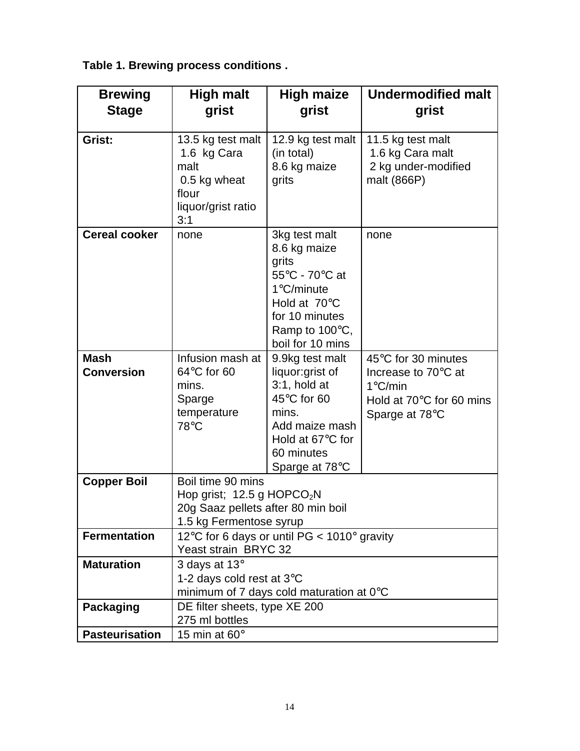**Table 1. Brewing process conditions .**

| Brewing Stage | High malt grist | High maize grist | Undermodified malt grist |
|---|---|---|---|
| **Grist:** | 13.5 kg test malt<br>1.6 kg Cara malt<br>0.5 kg wheat flour<br>liquor/grist ratio 3:1 | 12.9 kg test malt (in total)<br>8.6 kg maize grits | 11.5 kg test malt<br>1.6 kg Cara malt<br>2 kg under-modified malt (866P) |
| **Cereal cooker** | none | 3kg test malt<br>8.6 kg maize grits<br>55°C - 70°C at 1°C/minute<br>Hold at 70°C for 10 minutes<br>Ramp to 100°C, boil for 10 mins | none |
| **Mash Conversion** | Infusion mash at 64°C for 60 mins.<br>Sparge temperature 78°C | 9.9kg test malt liquor:grist of 3:1, hold at 45°C for 60 mins.<br>Add maize mash<br>Hold at 67°C for 60 minutes<br>Sparge at 78°C | 45°C for 30 minutes<br>Increase to 70°C at 1°C/min<br>Hold at 70°C for 60 mins<br>Sparge at 78°C |
| **Copper Boil** | Boil time 90 mins<br>Hop grist; 12.5 g HOPCO$_2$N<br>20g Saaz pellets after 80 min boil<br>1.5 kg Fermentose syrup | | |
| **Fermentation** | 12°C for 6 days or until PG < 1010° gravity<br>Yeast strain BRYC 32 | | |
| **Maturation** | 3 days at 13°<br>1-2 days cold rest at 3°C<br>minimum of 7 days cold maturation at 0°C | | |
| **Packaging** | DE filter sheets, type XE 200<br>275 ml bottles | | |
| **Pasteurisation** | 15 min at 60° | | |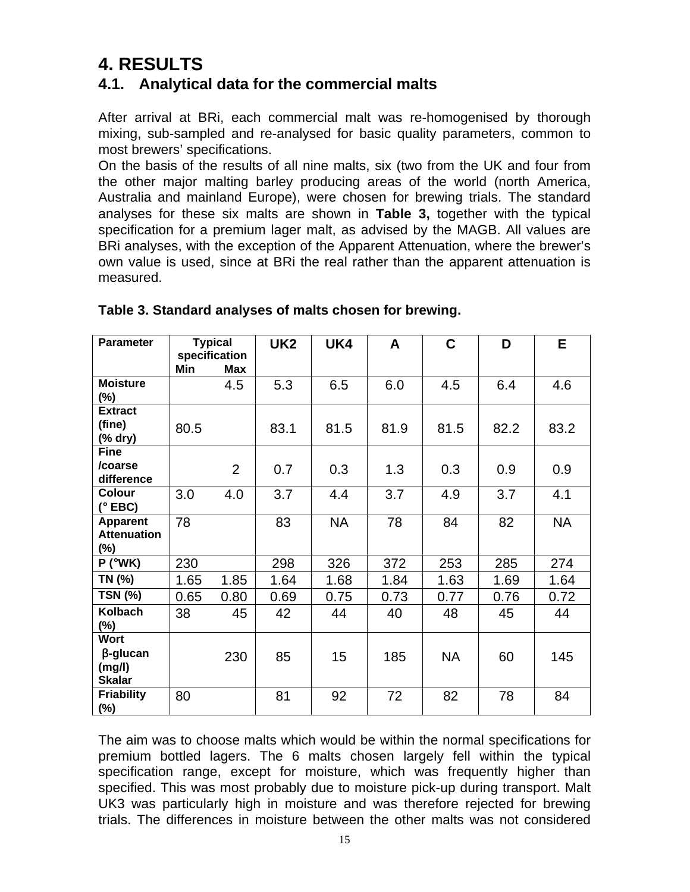# 4. RESULTS

## 4.1. Analytical data for the commercial malts

After arrival at BRi, each commercial malt was re-homogenised by thorough mixing, sub-sampled and re-analysed for basic quality parameters, common to most brewers' specifications.

On the basis of the results of all nine malts, six (two from the UK and four from the other major malting barley producing areas of the world (north America, Australia and mainland Europe), were chosen for brewing trials. The standard analyses for these six malts are shown in **Table 3,** together with the typical specification for a premium lager malt, as advised by the MAGB. All values are BRi analyses, with the exception of the Apparent Attenuation, where the brewer's own value is used, since at BRi the real rather than the apparent attenuation is measured.

**Table 3. Standard analyses of malts chosen for brewing.**

| Parameter | Typical specification | | UK2 | UK4 | A | C | D | E |
|---|---|---|---|---|---|---|---|---|
| | Min | Max | | | | | | |
| Moisture (%) | | 4.5 | 5.3 | 6.5 | 6.0 | 4.5 | 6.4 | 4.6 |
| Extract (fine) (% dry) | 80.5 | | 83.1 | 81.5 | 81.9 | 81.5 | 82.2 | 83.2 |
| Fine /coarse difference | | 2 | 0.7 | 0.3 | 1.3 | 0.3 | 0.9 | 0.9 |
| Colour (° EBC) | 3.0 | 4.0 | 3.7 | 4.4 | 3.7 | 4.9 | 3.7 | 4.1 |
| Apparent Attenuation (%) | 78 | | 83 | NA | 78 | 84 | 82 | NA |
| P (°WK) | 230 | | 298 | 326 | 372 | 253 | 285 | 274 |
| TN (%) | 1.65 | 1.85 | 1.64 | 1.68 | 1.84 | 1.63 | 1.69 | 1.64 |
| TSN (%) | 0.65 | 0.80 | 0.69 | 0.75 | 0.73 | 0.77 | 0.76 | 0.72 |
| Kolbach (%) | 38 | 45 | 42 | 44 | 40 | 48 | 45 | 44 |
| Wort β-glucan (mg/l) Skalar | | 230 | 85 | 15 | 185 | NA | 60 | 145 |
| Friability (%) | 80 | | 81 | 92 | 72 | 82 | 78 | 84 |

The aim was to choose malts which would be within the normal specifications for premium bottled lagers. The 6 malts chosen largely fell within the typical specification range, except for moisture, which was frequently higher than specified. This was most probably due to moisture pick-up during transport. Malt UK3 was particularly high in moisture and was therefore rejected for brewing trials. The differences in moisture between the other malts was not considered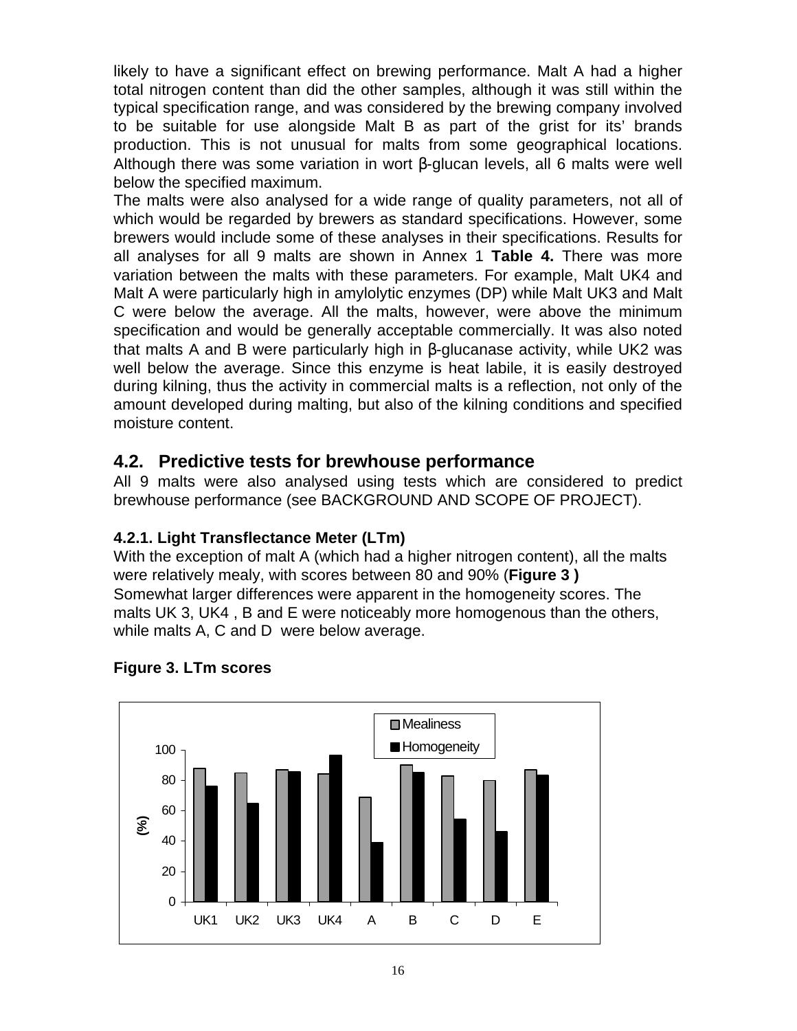likely to have a significant effect on brewing performance. Malt A had a higher total nitrogen content than did the other samples, although it was still within the typical specification range, and was considered by the brewing company involved to be suitable for use alongside Malt B as part of the grist for its' brands production. This is not unusual for malts from some geographical locations. Although there was some variation in wort β-glucan levels, all 6 malts were well below the specified maximum.

The malts were also analysed for a wide range of quality parameters, not all of which would be regarded by brewers as standard specifications. However, some brewers would include some of these analyses in their specifications. Results for all analyses for all 9 malts are shown in Annex 1 **Table 4.** There was more variation between the malts with these parameters. For example, Malt UK4 and Malt A were particularly high in amylolytic enzymes (DP) while Malt UK3 and Malt C were below the average. All the malts, however, were above the minimum specification and would be generally acceptable commercially. It was also noted that malts A and B were particularly high in β-glucanase activity, while UK2 was well below the average. Since this enzyme is heat labile, it is easily destroyed during kilning, thus the activity in commercial malts is a reflection, not only of the amount developed during malting, but also of the kilning conditions and specified moisture content.

## 4.2. Predictive tests for brewhouse performance

All 9 malts were also analysed using tests which are considered to predict brewhouse performance (see BACKGROUND AND SCOPE OF PROJECT).

### 4.2.1. Light Transflectance Meter (LTm)

With the exception of malt A (which had a higher nitrogen content), all the malts were relatively mealy, with scores between 80 and 90% (**Figure 3 )**
Somewhat larger differences were apparent in the homogeneity scores. The malts UK 3, UK4 , B and E were noticeably more homogenous than the others, while malts A, C and D were below average.

**Figure 3. LTm scores**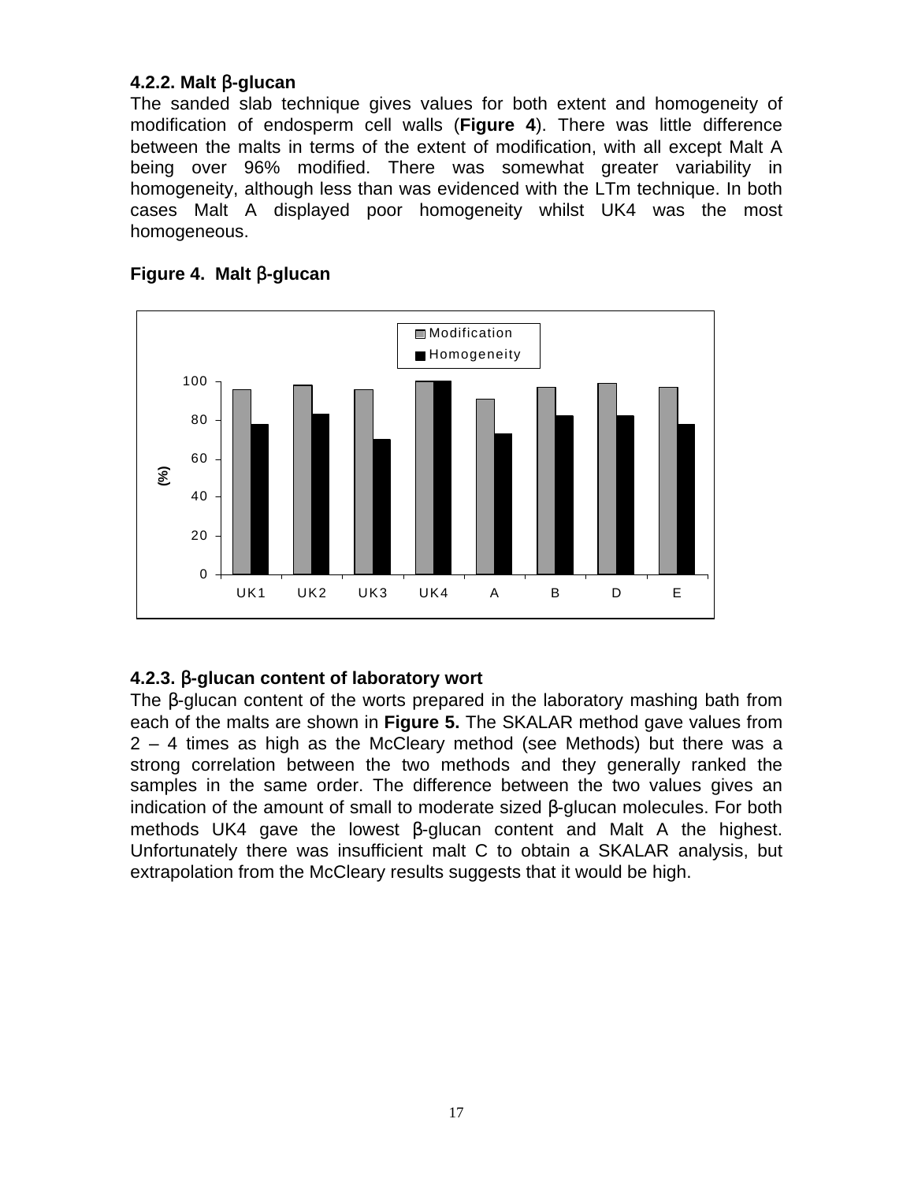### 4.2.2. Malt β-glucan

The sanded slab technique gives values for both extent and homogeneity of modification of endosperm cell walls (**Figure 4**). There was little difference between the malts in terms of the extent of modification, with all except Malt A being over 96% modified. There was somewhat greater variability in homogeneity, although less than was evidenced with the LTm technique. In both cases Malt A displayed poor homogeneity whilst UK4 was the most homogeneous.

**Figure 4. Malt β-glucan**

### 4.2.3. β-glucan content of laboratory wort

The β-glucan content of the worts prepared in the laboratory mashing bath from each of the malts are shown in **Figure 5.** The SKALAR method gave values from 2 – 4 times as high as the McCleary method (see Methods) but there was a strong correlation between the two methods and they generally ranked the samples in the same order. The difference between the two values gives an indication of the amount of small to moderate sized β-glucan molecules. For both methods UK4 gave the lowest β-glucan content and Malt A the highest. Unfortunately there was insufficient malt C to obtain a SKALAR analysis, but extrapolation from the McCleary results suggests that it would be high.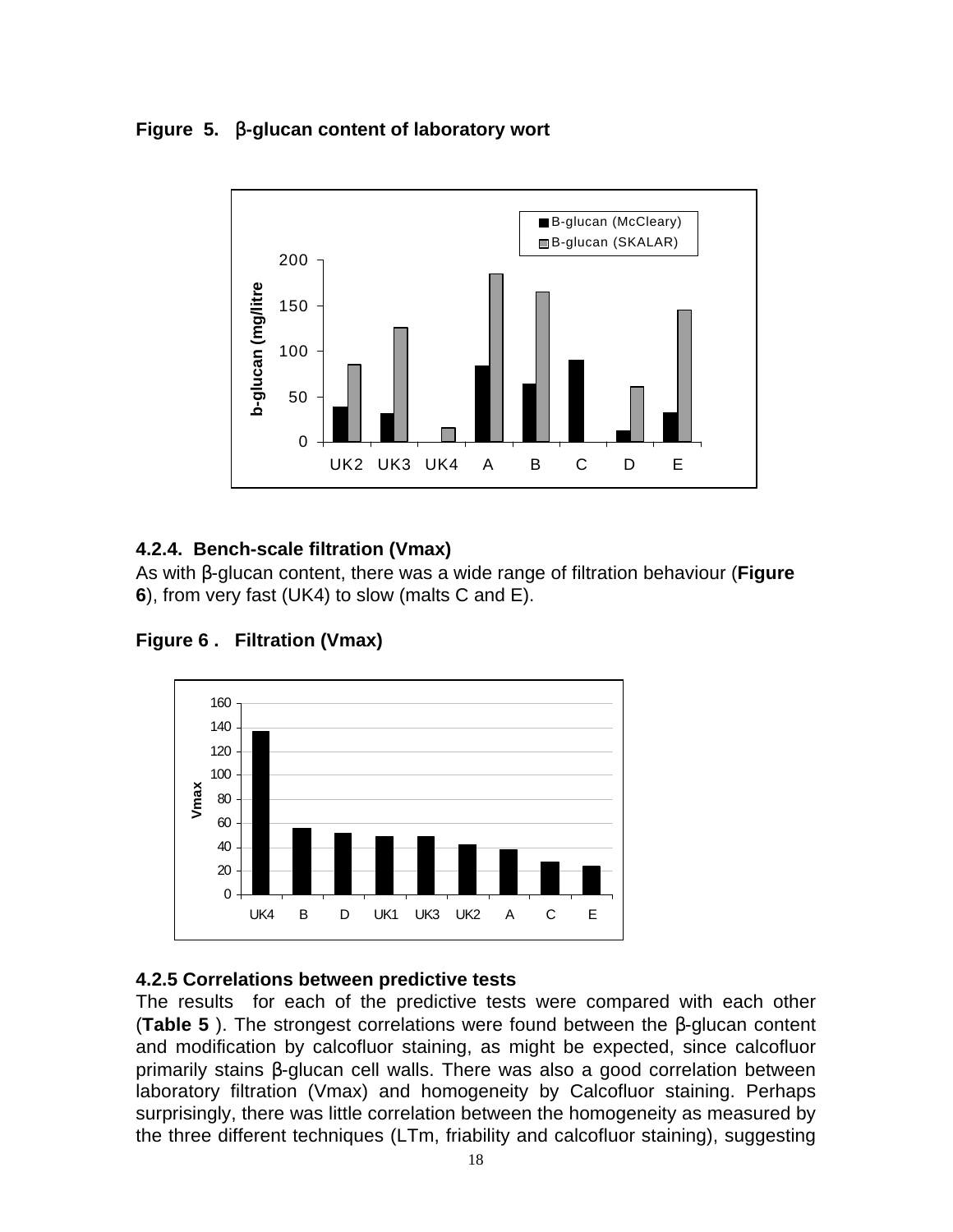**Figure 5. β-glucan content of laboratory wort**

**4.2.4. Bench-scale filtration (Vmax)**

As with β-glucan content, there was a wide range of filtration behaviour (**Figure 6**), from very fast (UK4) to slow (malts C and E).

**Figure 6 . Filtration (Vmax)**

**4.2.5 Correlations between predictive tests**

The results for each of the predictive tests were compared with each other (**Table 5** ). The strongest correlations were found between the β-glucan content and modification by calcofluor staining, as might be expected, since calcofluor primarily stains β-glucan cell walls. There was also a good correlation between laboratory filtration (Vmax) and homogeneity by Calcofluor staining. Perhaps surprisingly, there was little correlation between the homogeneity as measured by the three different techniques (LTm, friability and calcofluor staining), suggesting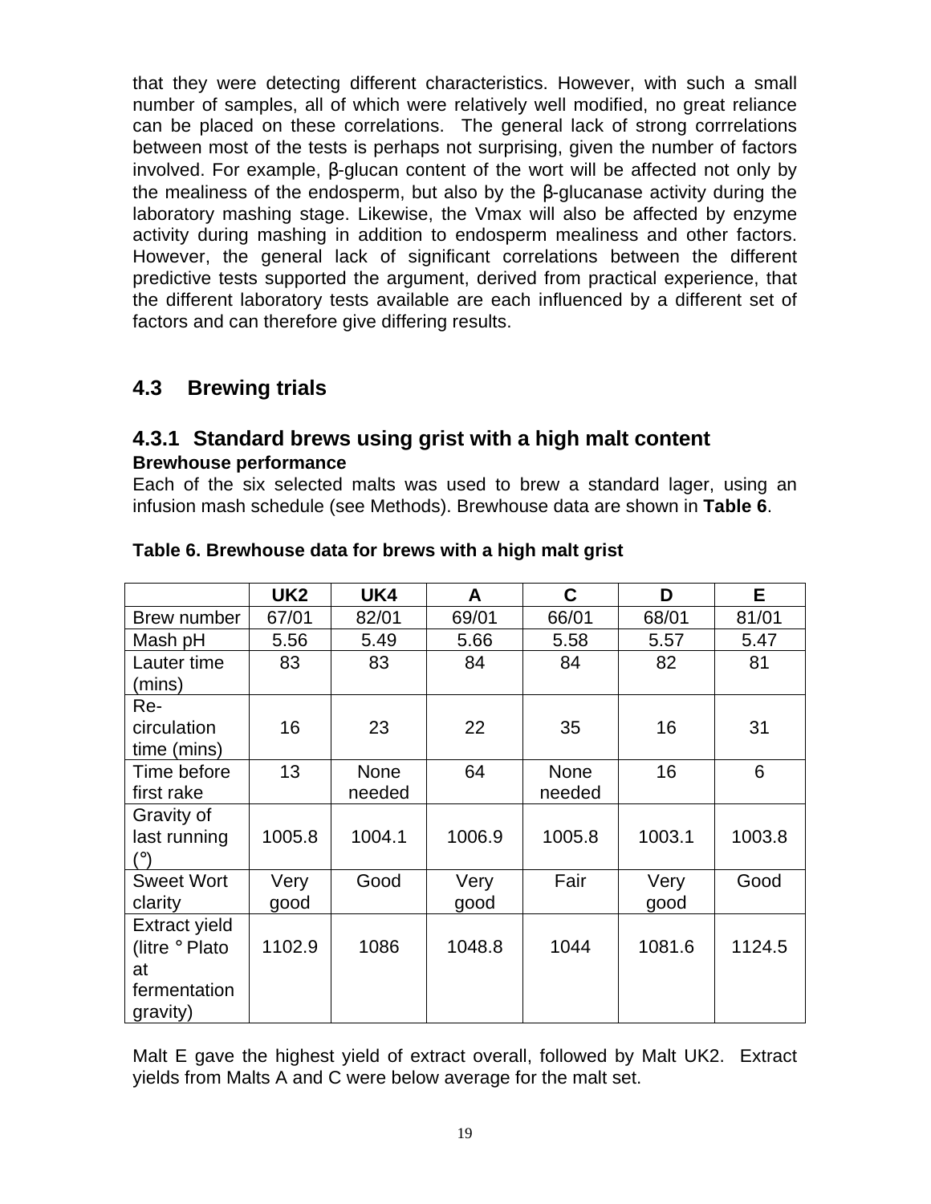that they were detecting different characteristics. However, with such a small number of samples, all of which were relatively well modified, no great reliance can be placed on these correlations. The general lack of strong corrrelations between most of the tests is perhaps not surprising, given the number of factors involved. For example, β-glucan content of the wort will be affected not only by the mealiness of the endosperm, but also by the β-glucanase activity during the laboratory mashing stage. Likewise, the Vmax will also be affected by enzyme activity during mashing in addition to endosperm mealiness and other factors. However, the general lack of significant correlations between the different predictive tests supported the argument, derived from practical experience, that the different laboratory tests available are each influenced by a different set of factors and can therefore give differing results.

## 4.3 Brewing trials

### 4.3.1 Standard brews using grist with a high malt content

**Brewhouse performance**

Each of the six selected malts was used to brew a standard lager, using an infusion mash schedule (see Methods). Brewhouse data are shown in **Table 6**.

**Table 6. Brewhouse data for brews with a high malt grist**

| | UK2 | UK4 | A | C | D | E |
|---|---|---|---|---|---|---|
| Brew number | 67/01 | 82/01 | 69/01 | 66/01 | 68/01 | 81/01 |
| Mash pH | 5.56 | 5.49 | 5.66 | 5.58 | 5.57 | 5.47 |
| Lauter time (mins) | 83 | 83 | 84 | 84 | 82 | 81 |
| Re-circulation time (mins) | 16 | 23 | 22 | 35 | 16 | 31 |
| Time before first rake | 13 | None needed | 64 | None needed | 16 | 6 |
| Gravity of last running (°) | 1005.8 | 1004.1 | 1006.9 | 1005.8 | 1003.1 | 1003.8 |
| Sweet Wort clarity | Very good | Good | Very good | Fair | Very good | Good |
| Extract yield (litre ° Plato at fermentation gravity) | 1102.9 | 1086 | 1048.8 | 1044 | 1081.6 | 1124.5 |

Malt E gave the highest yield of extract overall, followed by Malt UK2. Extract yields from Malts A and C were below average for the malt set.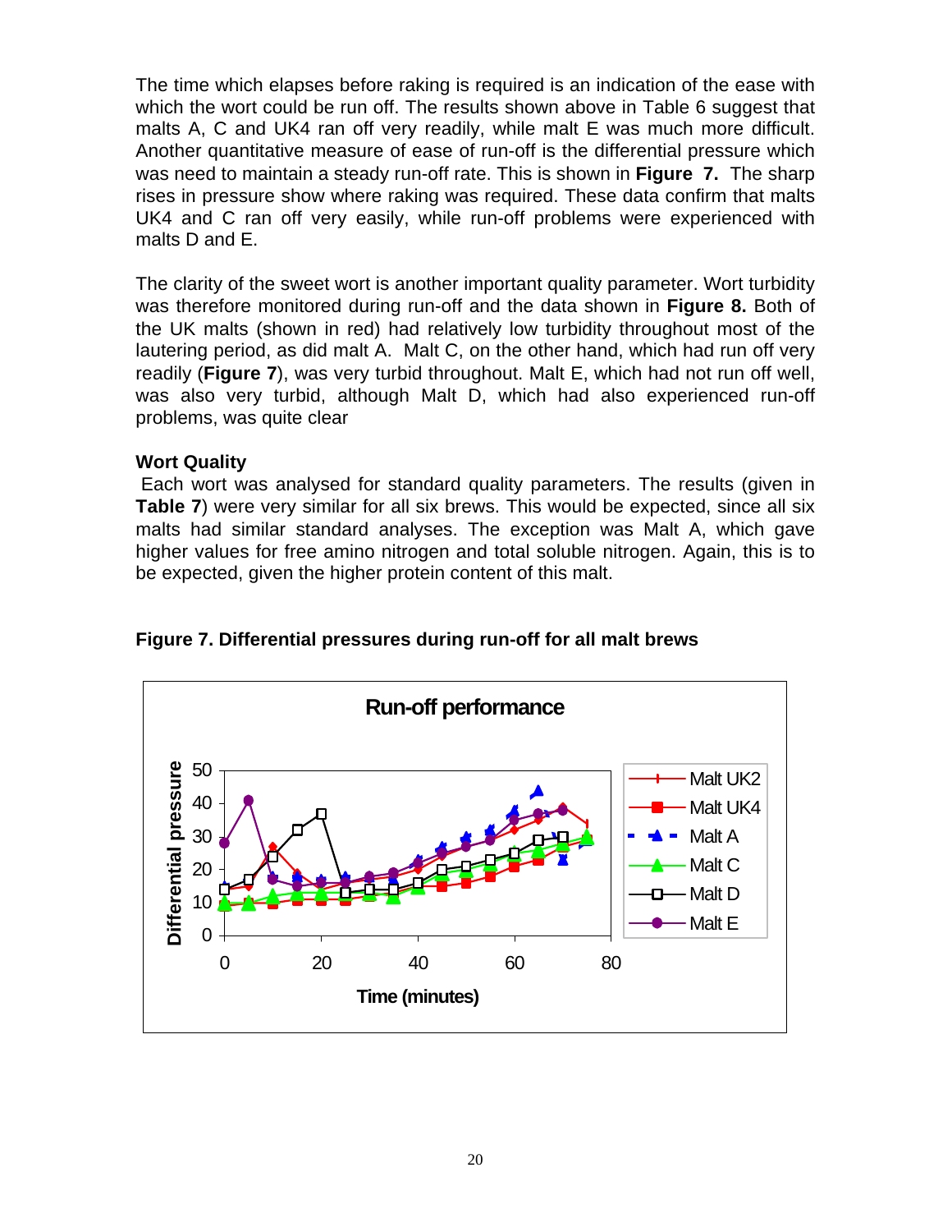The time which elapses before raking is required is an indication of the ease with which the wort could be run off. The results shown above in Table 6 suggest that malts A, C and UK4 ran off very readily, while malt E was much more difficult. Another quantitative measure of ease of run-off is the differential pressure which was need to maintain a steady run-off rate. This is shown in **Figure 7.** The sharp rises in pressure show where raking was required. These data confirm that malts UK4 and C ran off very easily, while run-off problems were experienced with malts D and E.

The clarity of the sweet wort is another important quality parameter. Wort turbidity was therefore monitored during run-off and the data shown in **Figure 8.** Both of the UK malts (shown in red) had relatively low turbidity throughout most of the lautering period, as did malt A. Malt C, on the other hand, which had run off very readily (**Figure 7**), was very turbid throughout. Malt E, which had not run off well, was also very turbid, although Malt D, which had also experienced run-off problems, was quite clear

**Wort Quality**

Each wort was analysed for standard quality parameters. The results (given in **Table 7**) were very similar for all six brews. This would be expected, since all six malts had similar standard analyses. The exception was Malt A, which gave higher values for free amino nitrogen and total soluble nitrogen. Again, this is to be expected, given the higher protein content of this malt.

**Figure 7. Differential pressures during run-off for all malt brews**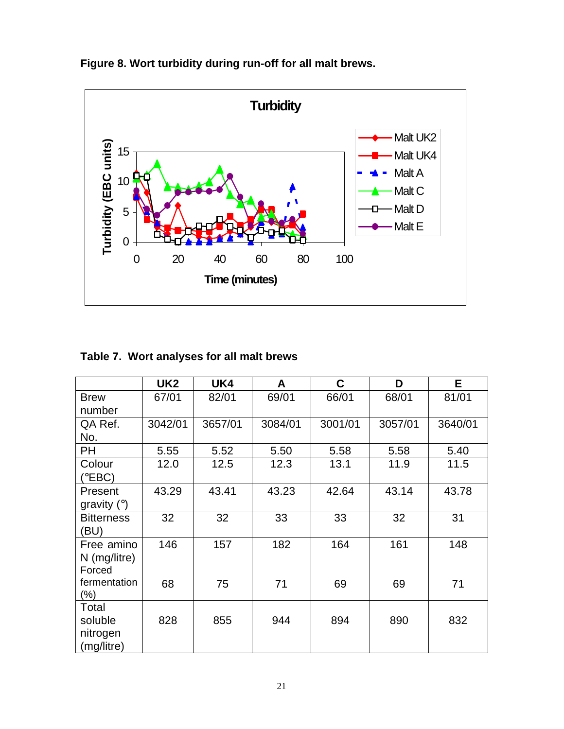**Figure 8. Wort turbidity during run-off for all malt brews.**

**Table 7. Wort analyses for all malt brews**

| | UK2 | UK4 | A | C | D | E |
|---|---|---|---|---|---|---|
| Brew number | 67/01 | 82/01 | 69/01 | 66/01 | 68/01 | 81/01 |
| QA Ref. No. | 3042/01 | 3657/01 | 3084/01 | 3001/01 | 3057/01 | 3640/01 |
| PH | 5.55 | 5.52 | 5.50 | 5.58 | 5.58 | 5.40 |
| Colour (°EBC) | 12.0 | 12.5 | 12.3 | 13.1 | 11.9 | 11.5 |
| Present gravity (°) | 43.29 | 43.41 | 43.23 | 42.64 | 43.14 | 43.78 |
| Bitterness (BU) | 32 | 32 | 33 | 33 | 32 | 31 |
| Free amino N (mg/litre) | 146 | 157 | 182 | 164 | 161 | 148 |
| Forced fermentation (%) | 68 | 75 | 71 | 69 | 69 | 71 |
| Total soluble nitrogen (mg/litre) | 828 | 855 | 944 | 894 | 890 | 832 |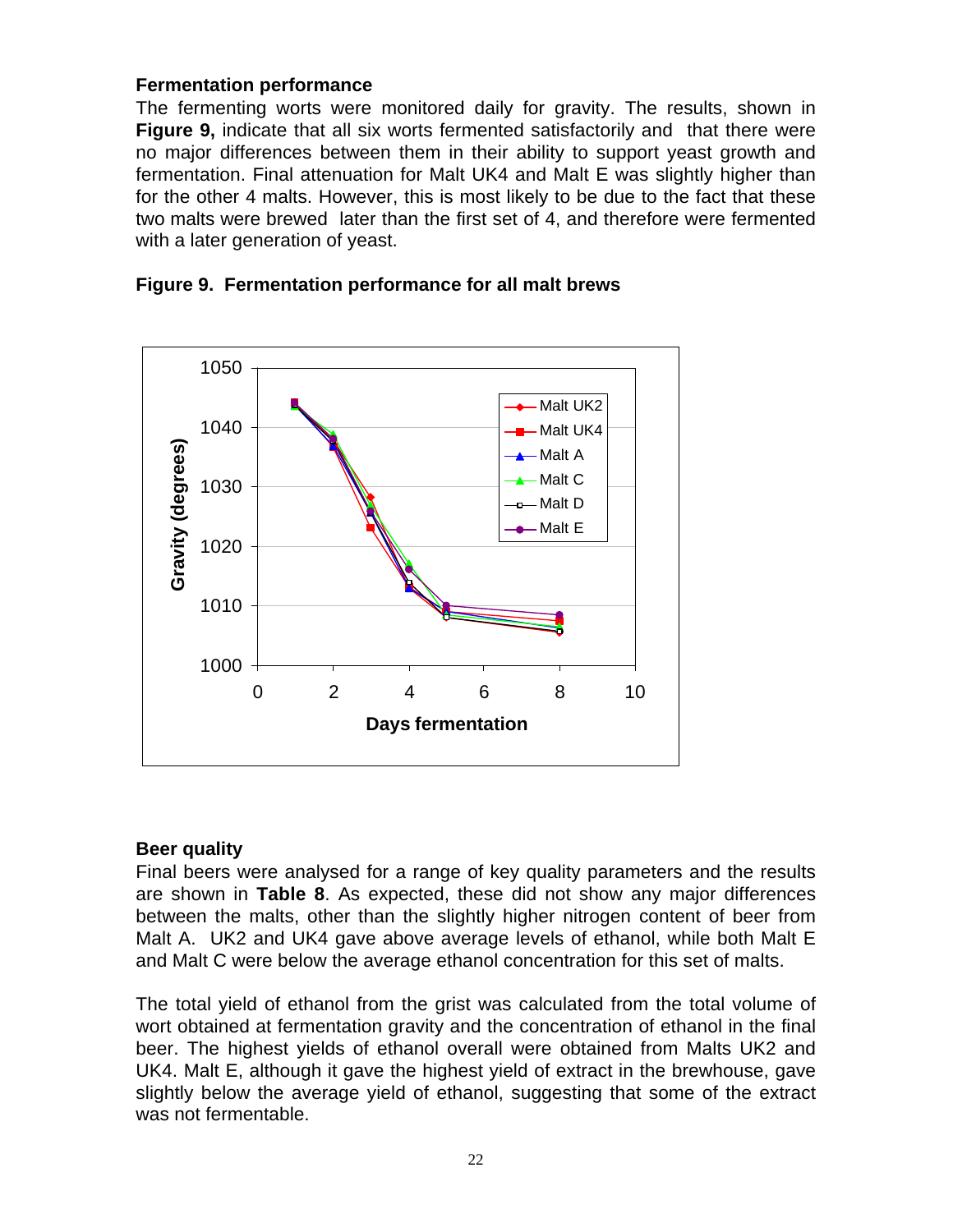### Fermentation performance

The fermenting worts were monitored daily for gravity. The results, shown in **Figure 9,** indicate that all six worts fermented satisfactorily and that there were no major differences between them in their ability to support yeast growth and fermentation. Final attenuation for Malt UK4 and Malt E was slightly higher than for the other 4 malts. However, this is most likely to be due to the fact that these two malts were brewed later than the first set of 4, and therefore were fermented with a later generation of yeast.

**Figure 9. Fermentation performance for all malt brews**

### Beer quality

Final beers were analysed for a range of key quality parameters and the results are shown in **Table 8**. As expected, these did not show any major differences between the malts, other than the slightly higher nitrogen content of beer from Malt A. UK2 and UK4 gave above average levels of ethanol, while both Malt E and Malt C were below the average ethanol concentration for this set of malts.

The total yield of ethanol from the grist was calculated from the total volume of wort obtained at fermentation gravity and the concentration of ethanol in the final beer. The highest yields of ethanol overall were obtained from Malts UK2 and UK4. Malt E, although it gave the highest yield of extract in the brewhouse, gave slightly below the average yield of ethanol, suggesting that some of the extract was not fermentable.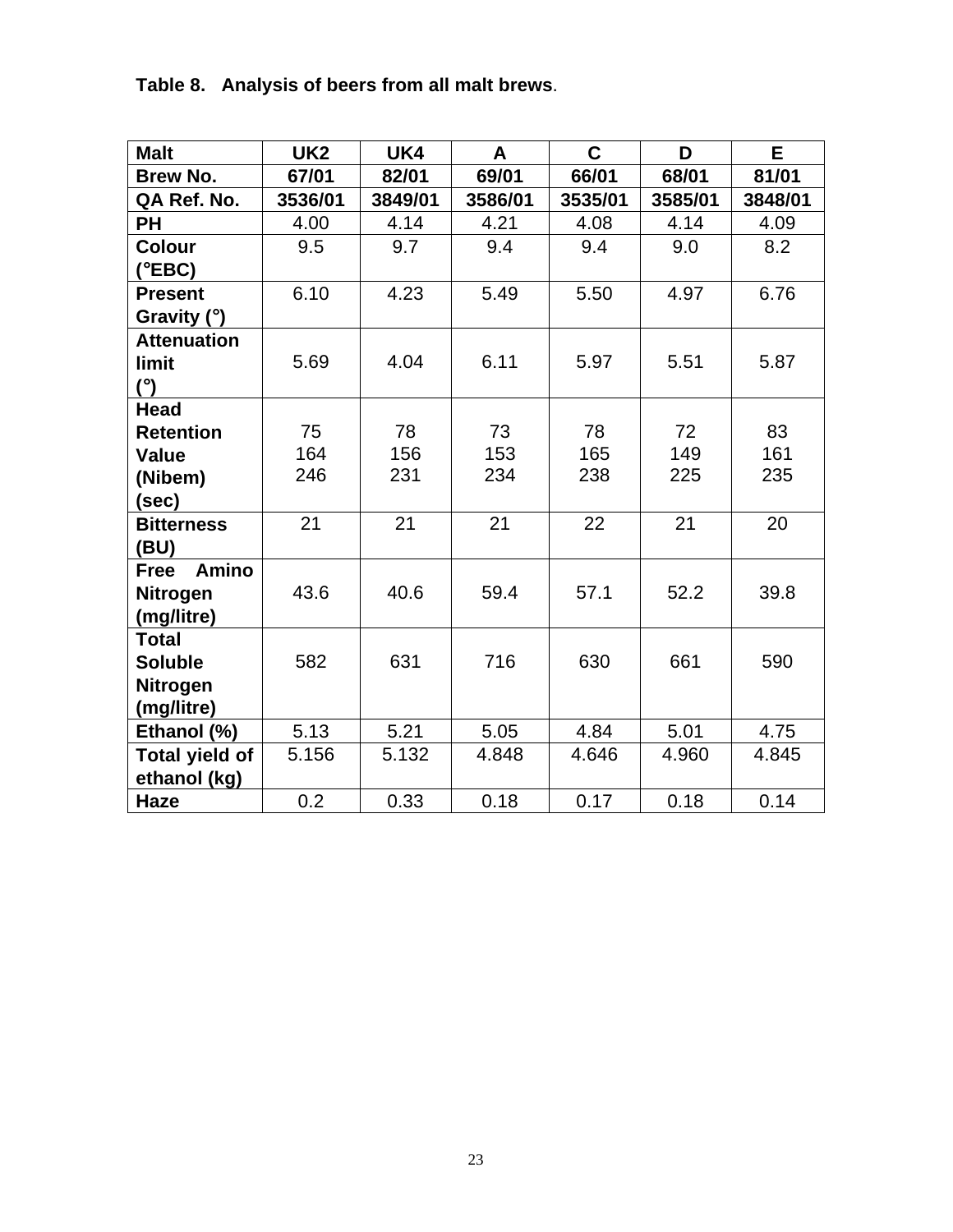**Table 8. Analysis of beers from all malt brews**.

| Malt | UK2 | UK4 | A | C | D | E |
|---|---|---|---|---|---|---|
| **Brew No.** | **67/01** | **82/01** | **69/01** | **66/01** | **68/01** | **81/01** |
| **QA Ref. No.** | **3536/01** | **3849/01** | **3586/01** | **3535/01** | **3585/01** | **3848/01** |
| **PH** | 4.00 | 4.14 | 4.21 | 4.08 | 4.14 | 4.09 |
| **Colour (°EBC)** | 9.5 | 9.7 | 9.4 | 9.4 | 9.0 | 8.2 |
| **Present Gravity (°)** | 6.10 | 4.23 | 5.49 | 5.50 | 4.97 | 6.76 |
| **Attenuation limit (°)** | 5.69 | 4.04 | 6.11 | 5.97 | 5.51 | 5.87 |
| **Head Retention Value (Nibem) (sec)** | 75<br>164<br>246 | 78<br>156<br>231 | 73<br>153<br>234 | 78<br>165<br>238 | 72<br>149<br>225 | 83<br>161<br>235 |
| **Bitterness (BU)** | 21 | 21 | 21 | 22 | 21 | 20 |
| **Free Amino Nitrogen (mg/litre)** | 43.6 | 40.6 | 59.4 | 57.1 | 52.2 | 39.8 |
| **Total Soluble Nitrogen (mg/litre)** | 582 | 631 | 716 | 630 | 661 | 590 |
| **Ethanol (%)** | 5.13 | 5.21 | 5.05 | 4.84 | 5.01 | 4.75 |
| **Total yield of ethanol (kg)** | 5.156 | 5.132 | 4.848 | 4.646 | 4.960 | 4.845 |
| **Haze** | 0.2 | 0.33 | 0.18 | 0.17 | 0.18 | 0.14 |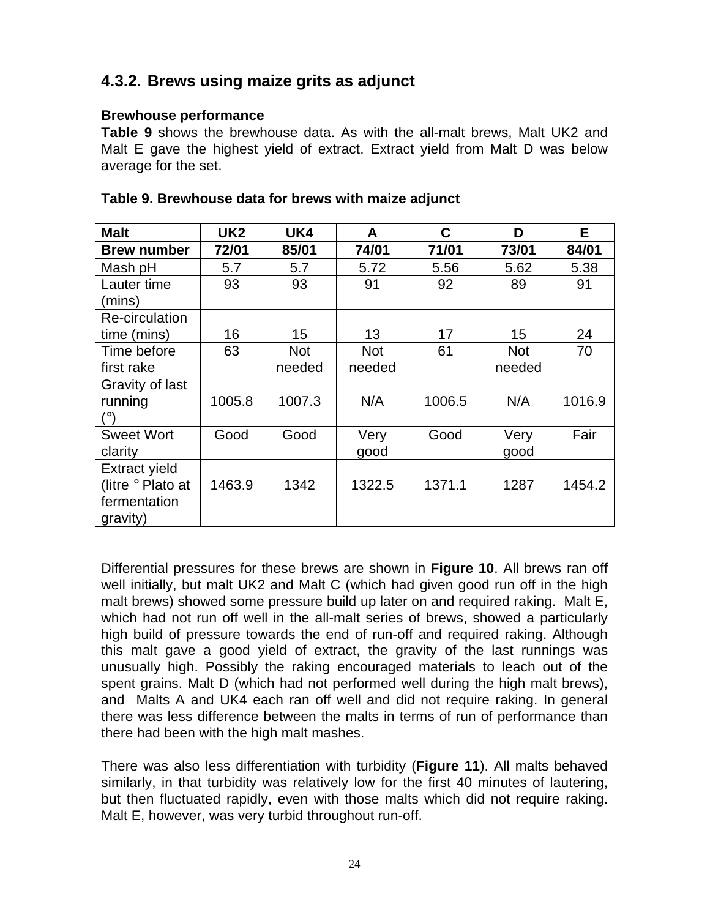### 4.3.2. Brews using maize grits as adjunct

**Brewhouse performance**

**Table 9** shows the brewhouse data. As with the all-malt brews, Malt UK2 and Malt E gave the highest yield of extract. Extract yield from Malt D was below average for the set.

**Table 9. Brewhouse data for brews with maize adjunct**

| **Malt** | **UK2** | **UK4** | **A** | **C** | **D** | **E** |
|---|---|---|---|---|---|---|
| **Brew number** | **72/01** | **85/01** | **74/01** | **71/01** | **73/01** | **84/01** |
| Mash pH | 5.7 | 5.7 | 5.72 | 5.56 | 5.62 | 5.38 |
| Lauter time (mins) | 93 | 93 | 91 | 92 | 89 | 91 |
| Re-circulation time (mins) | 16 | 15 | 13 | 17 | 15 | 24 |
| Time before first rake | 63 | Not needed | Not needed | 61 | Not needed | 70 |
| Gravity of last running (°) | 1005.8 | 1007.3 | N/A | 1006.5 | N/A | 1016.9 |
| Sweet Wort clarity | Good | Good | Very good | Good | Very good | Fair |
| Extract yield (litre ° Plato at fermentation gravity) | 1463.9 | 1342 | 1322.5 | 1371.1 | 1287 | 1454.2 |

Differential pressures for these brews are shown in **Figure 10**. All brews ran off well initially, but malt UK2 and Malt C (which had given good run off in the high malt brews) showed some pressure build up later on and required raking. Malt E, which had not run off well in the all-malt series of brews, showed a particularly high build of pressure towards the end of run-off and required raking. Although this malt gave a good yield of extract, the gravity of the last runnings was unusually high. Possibly the raking encouraged materials to leach out of the spent grains. Malt D (which had not performed well during the high malt brews), and Malts A and UK4 each ran off well and did not require raking. In general there was less difference between the malts in terms of run of performance than there had been with the high malt mashes.

There was also less differentiation with turbidity (**Figure 11**). All malts behaved similarly, in that turbidity was relatively low for the first 40 minutes of lautering, but then fluctuated rapidly, even with those malts which did not require raking. Malt E, however, was very turbid throughout run-off.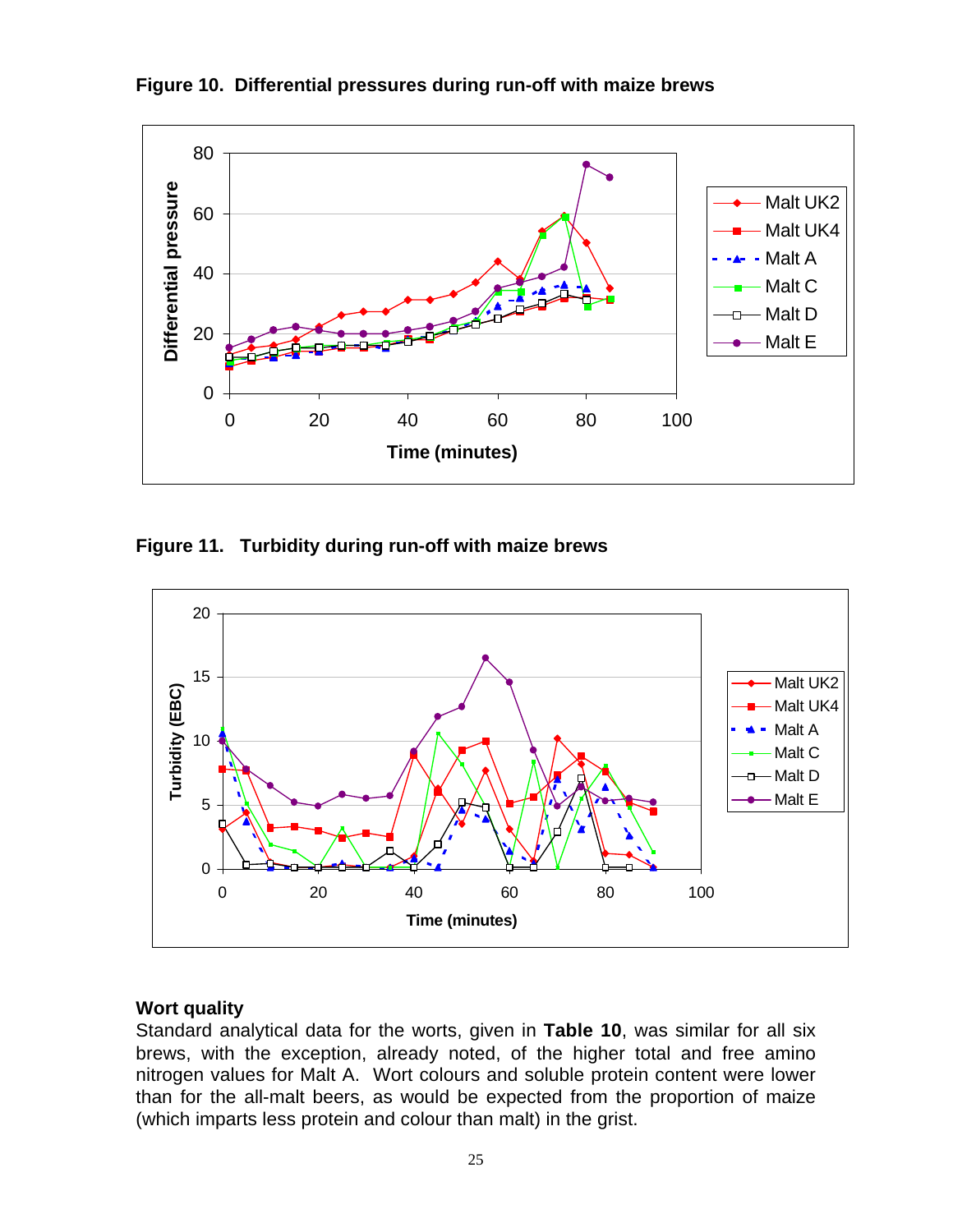**Figure 10. Differential pressures during run-off with maize brews**

**Figure 11. Turbidity during run-off with maize brews**

**Wort quality**

Standard analytical data for the worts, given in **Table 10**, was similar for all six brews, with the exception, already noted, of the higher total and free amino nitrogen values for Malt A. Wort colours and soluble protein content were lower than for the all-malt beers, as would be expected from the proportion of maize (which imparts less protein and colour than malt) in the grist.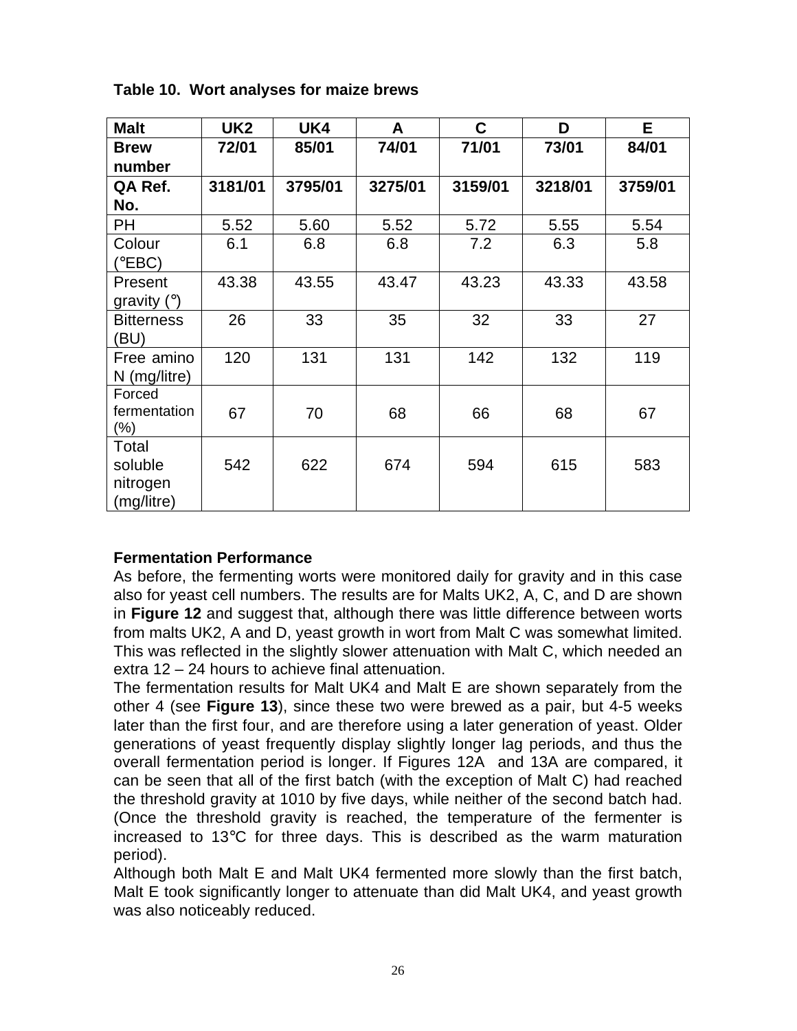**Table 10. Wort analyses for maize brews**

| Malt | UK2 | UK4 | A | C | D | E |
|---|---|---|---|---|---|---|
| **Brew number** | **72/01** | **85/01** | **74/01** | **71/01** | **73/01** | **84/01** |
| **QA Ref. No.** | **3181/01** | **3795/01** | **3275/01** | **3159/01** | **3218/01** | **3759/01** |
| PH | 5.52 | 5.60 | 5.52 | 5.72 | 5.55 | 5.54 |
| Colour (°EBC) | 6.1 | 6.8 | 6.8 | 7.2 | 6.3 | 5.8 |
| Present gravity (°) | 43.38 | 43.55 | 43.47 | 43.23 | 43.33 | 43.58 |
| Bitterness (BU) | 26 | 33 | 35 | 32 | 33 | 27 |
| Free amino N (mg/litre) | 120 | 131 | 131 | 142 | 132 | 119 |
| Forced fermentation (%) | 67 | 70 | 68 | 66 | 68 | 67 |
| Total soluble nitrogen (mg/litre) | 542 | 622 | 674 | 594 | 615 | 583 |

**Fermentation Performance**

As before, the fermenting worts were monitored daily for gravity and in this case also for yeast cell numbers. The results are for Malts UK2, A, C, and D are shown in **Figure 12** and suggest that, although there was little difference between worts from malts UK2, A and D, yeast growth in wort from Malt C was somewhat limited. This was reflected in the slightly slower attenuation with Malt C, which needed an extra 12 – 24 hours to achieve final attenuation.

The fermentation results for Malt UK4 and Malt E are shown separately from the other 4 (see **Figure 13**), since these two were brewed as a pair, but 4-5 weeks later than the first four, and are therefore using a later generation of yeast. Older generations of yeast frequently display slightly longer lag periods, and thus the overall fermentation period is longer. If Figures 12A and 13A are compared, it can be seen that all of the first batch (with the exception of Malt C) had reached the threshold gravity at 1010 by five days, while neither of the second batch had. (Once the threshold gravity is reached, the temperature of the fermenter is increased to 13°C for three days. This is described as the warm maturation period).

Although both Malt E and Malt UK4 fermented more slowly than the first batch, Malt E took significantly longer to attenuate than did Malt UK4, and yeast growth was also noticeably reduced.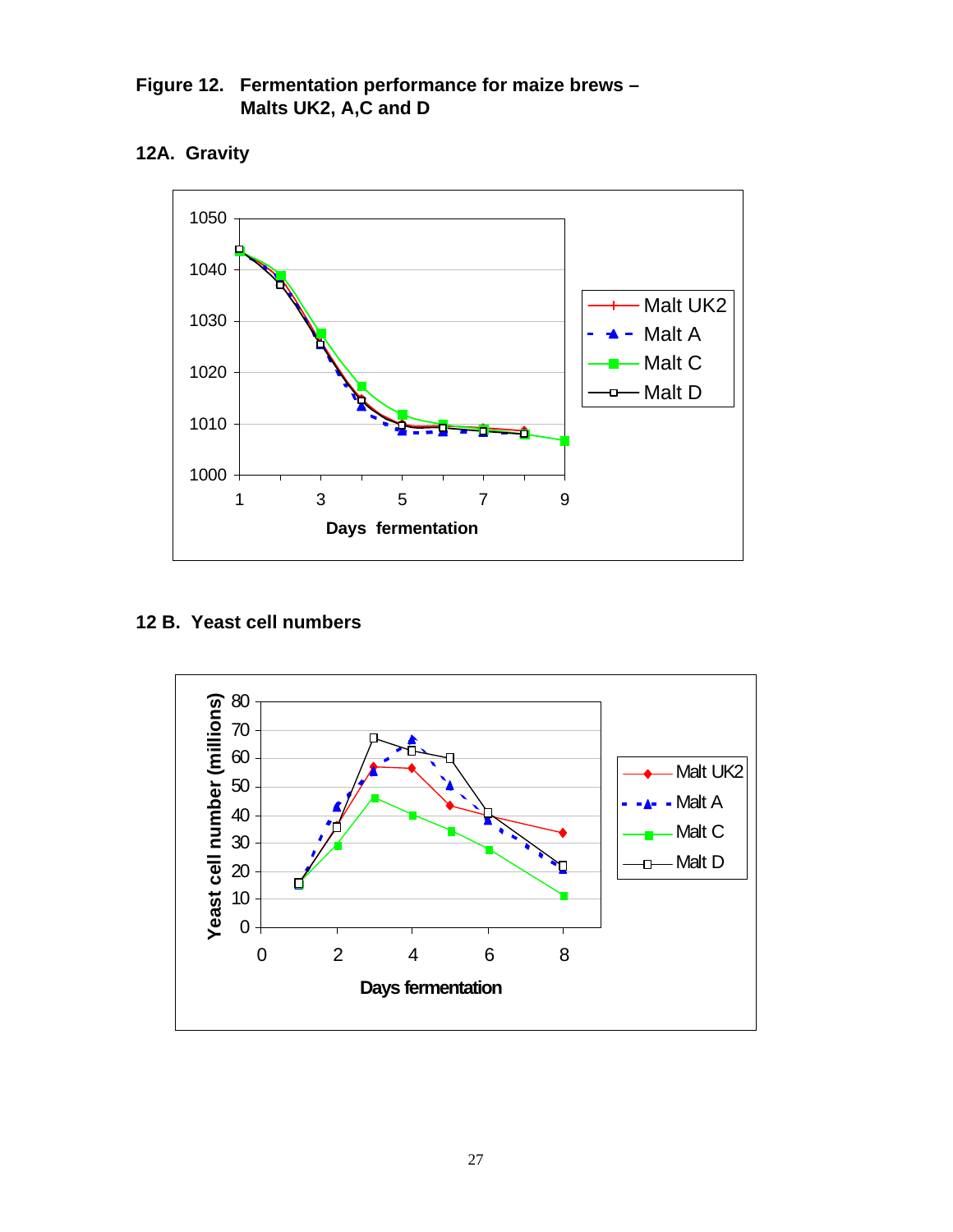**Figure 12. Fermentation performance for maize brews – Malts UK2, A,C and D**

**12A. Gravity**

**12 B. Yeast cell numbers**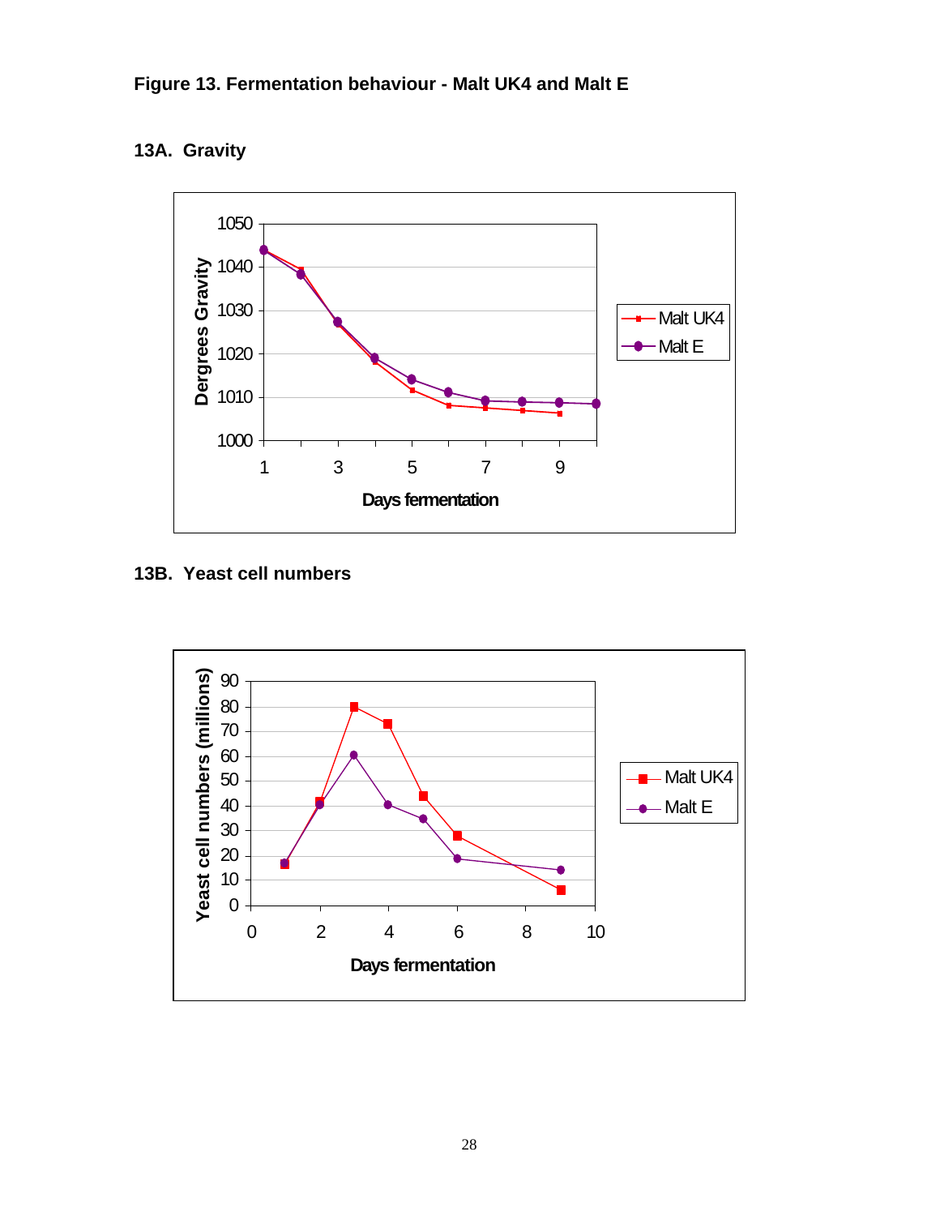**Figure 13. Fermentation behaviour - Malt UK4 and Malt E**

**13A. Gravity**

**13B. Yeast cell numbers**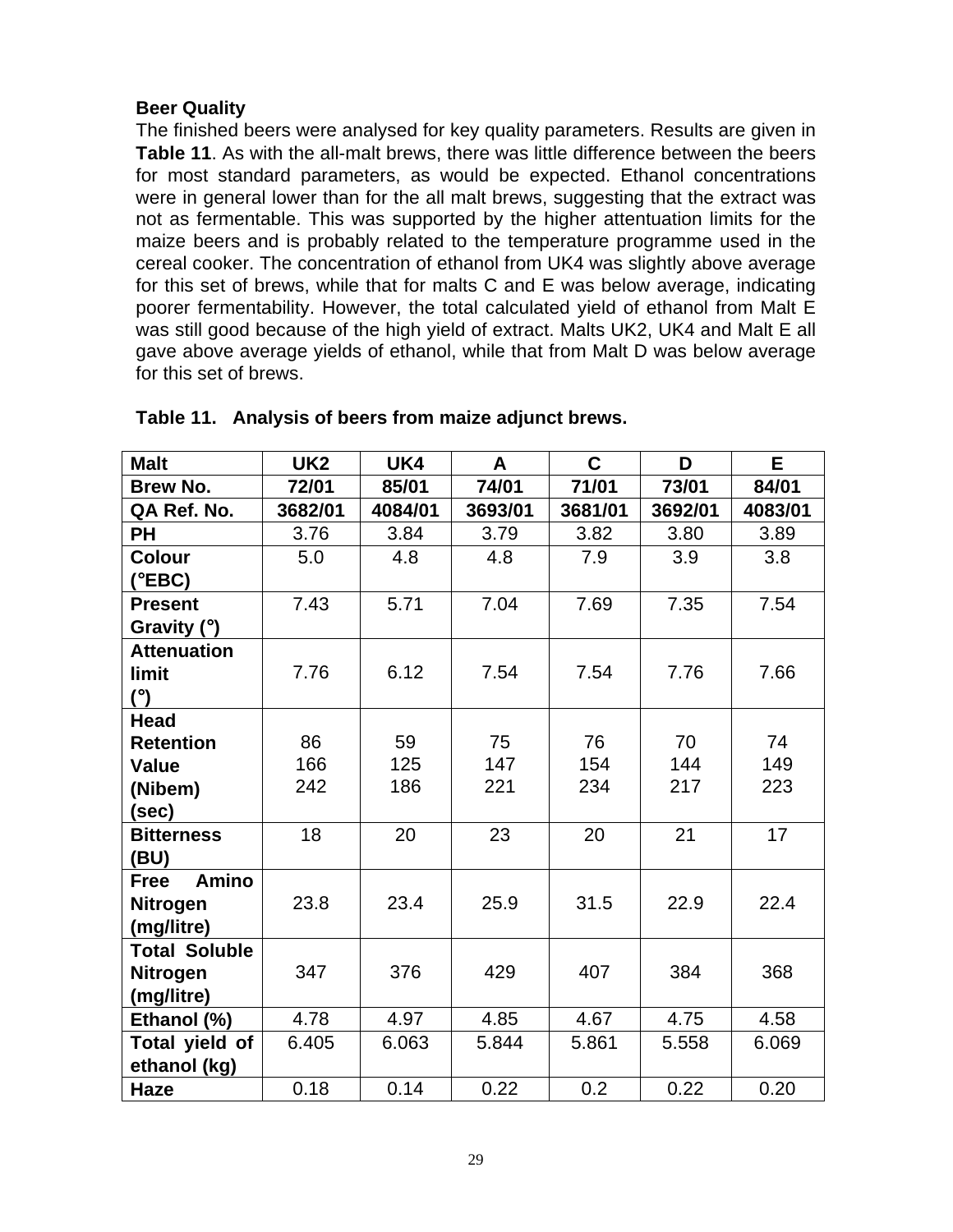**Beer Quality**

The finished beers were analysed for key quality parameters. Results are given in **Table 11**. As with the all-malt brews, there was little difference between the beers for most standard parameters, as would be expected. Ethanol concentrations were in general lower than for the all malt brews, suggesting that the extract was not as fermentable. This was supported by the higher attentuation limits for the maize beers and is probably related to the temperature programme used in the cereal cooker. The concentration of ethanol from UK4 was slightly above average for this set of brews, while that for malts C and E was below average, indicating poorer fermentability. However, the total calculated yield of ethanol from Malt E was still good because of the high yield of extract. Malts UK2, UK4 and Malt E all gave above average yields of ethanol, while that from Malt D was below average for this set of brews.

**Table 11. Analysis of beers from maize adjunct brews.**

| Malt | UK2 | UK4 | A | C | D | E |
|---|---|---|---|---|---|---|
| **Brew No.** | **72/01** | **85/01** | **74/01** | **71/01** | **73/01** | **84/01** |
| **QA Ref. No.** | **3682/01** | **4084/01** | **3693/01** | **3681/01** | **3692/01** | **4083/01** |
| **PH** | 3.76 | 3.84 | 3.79 | 3.82 | 3.80 | 3.89 |
| **Colour (°EBC)** | 5.0 | 4.8 | 4.8 | 7.9 | 3.9 | 3.8 |
| **Present Gravity (°)** | 7.43 | 5.71 | 7.04 | 7.69 | 7.35 | 7.54 |
| **Attenuation limit (°)** | 7.76 | 6.12 | 7.54 | 7.54 | 7.76 | 7.66 |
| **Head Retention Value (Nibem) (sec)** | 86<br>166<br>242 | 59<br>125<br>186 | 75<br>147<br>221 | 76<br>154<br>234 | 70<br>144<br>217 | 74<br>149<br>223 |
| **Bitterness (BU)** | 18 | 20 | 23 | 20 | 21 | 17 |
| **Free Amino Nitrogen (mg/litre)** | 23.8 | 23.4 | 25.9 | 31.5 | 22.9 | 22.4 |
| **Total Soluble Nitrogen (mg/litre)** | 347 | 376 | 429 | 407 | 384 | 368 |
| **Ethanol (%)** | 4.78 | 4.97 | 4.85 | 4.67 | 4.75 | 4.58 |
| **Total yield of ethanol (kg)** | 6.405 | 6.063 | 5.844 | 5.861 | 5.558 | 6.069 |
| **Haze** | 0.18 | 0.14 | 0.22 | 0.2 | 0.22 | 0.20 |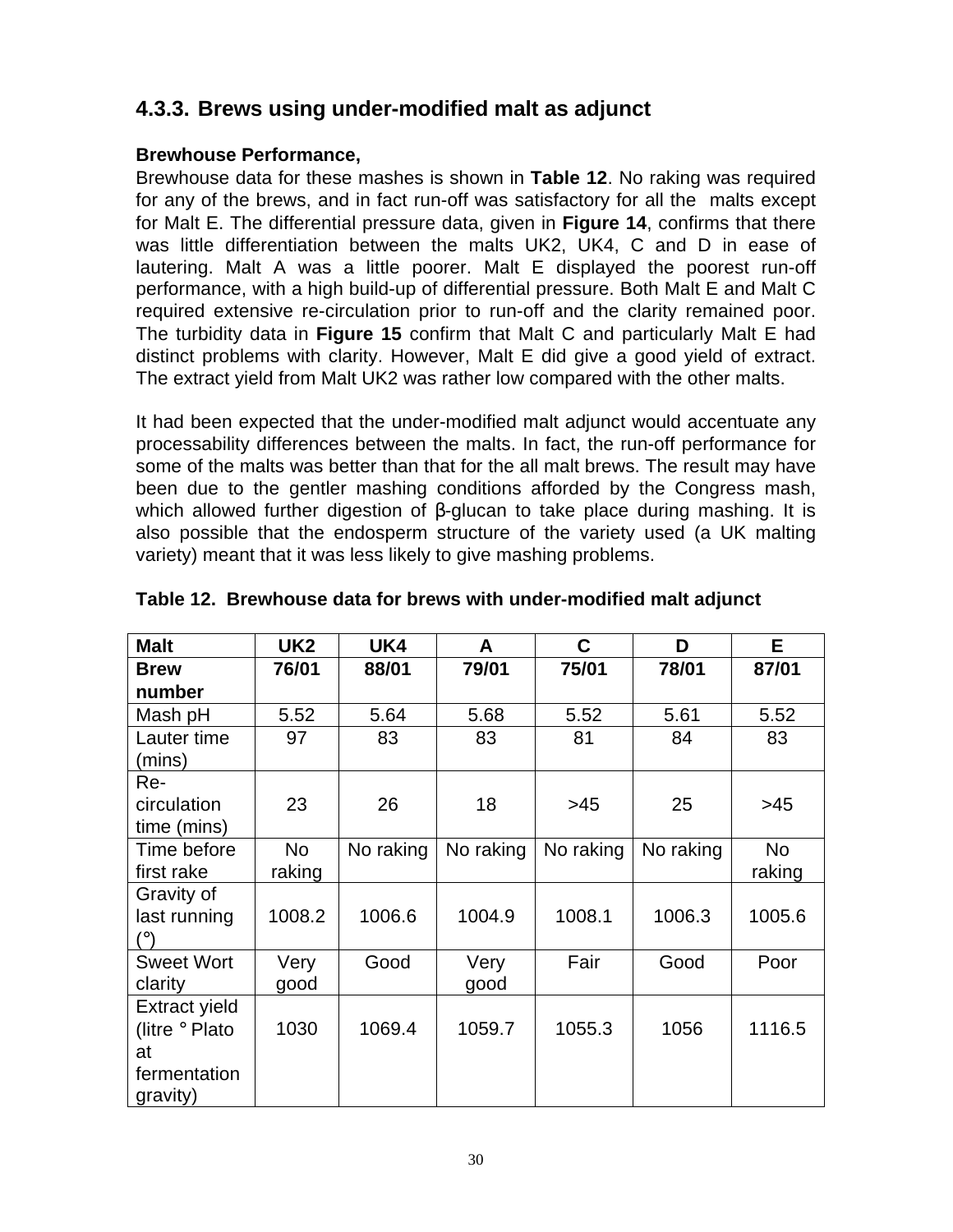### 4.3.3. Brews using under-modified malt as adjunct

**Brewhouse Performance,**

Brewhouse data for these mashes is shown in **Table 12**. No raking was required for any of the brews, and in fact run-off was satisfactory for all the malts except for Malt E. The differential pressure data, given in **Figure 14**, confirms that there was little differentiation between the malts UK2, UK4, C and D in ease of lautering. Malt A was a little poorer. Malt E displayed the poorest run-off performance, with a high build-up of differential pressure. Both Malt E and Malt C required extensive re-circulation prior to run-off and the clarity remained poor. The turbidity data in **Figure 15** confirm that Malt C and particularly Malt E had distinct problems with clarity. However, Malt E did give a good yield of extract. The extract yield from Malt UK2 was rather low compared with the other malts.

It had been expected that the under-modified malt adjunct would accentuate any processability differences between the malts. In fact, the run-off performance for some of the malts was better than that for the all malt brews. The result may have been due to the gentler mashing conditions afforded by the Congress mash, which allowed further digestion of β-glucan to take place during mashing. It is also possible that the endosperm structure of the variety used (a UK malting variety) meant that it was less likely to give mashing problems.

**Table 12. Brewhouse data for brews with under-modified malt adjunct**

| **Malt** | **UK2** | **UK4** | **A** | **C** | **D** | **E** |
|---|---|---|---|---|---|---|
| **Brew number** | **76/01** | **88/01** | **79/01** | **75/01** | **78/01** | **87/01** |
| Mash pH | 5.52 | 5.64 | 5.68 | 5.52 | 5.61 | 5.52 |
| Lauter time (mins) | 97 | 83 | 83 | 81 | 84 | 83 |
| Re-circulation time (mins) | 23 | 26 | 18 | >45 | 25 | >45 |
| Time before first rake | No raking | No raking | No raking | No raking | No raking | No raking |
| Gravity of last running (°) | 1008.2 | 1006.6 | 1004.9 | 1008.1 | 1006.3 | 1005.6 |
| Sweet Wort clarity | Very good | Good | Very good | Fair | Good | Poor |
| Extract yield (litre ° Plato at fermentation gravity) | 1030 | 1069.4 | 1059.7 | 1055.3 | 1056 | 1116.5 |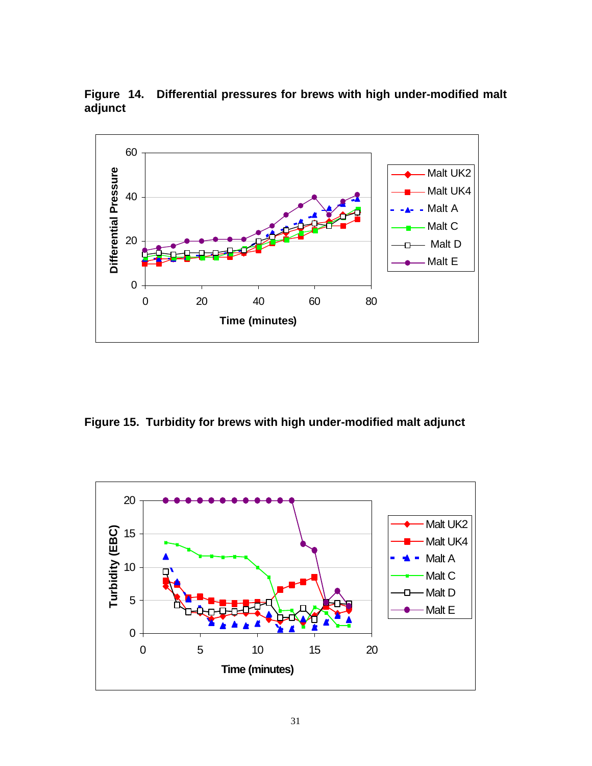**Figure 14. Differential pressures for brews with high under-modified malt adjunct**

**Figure 15. Turbidity for brews with high under-modified malt adjunct**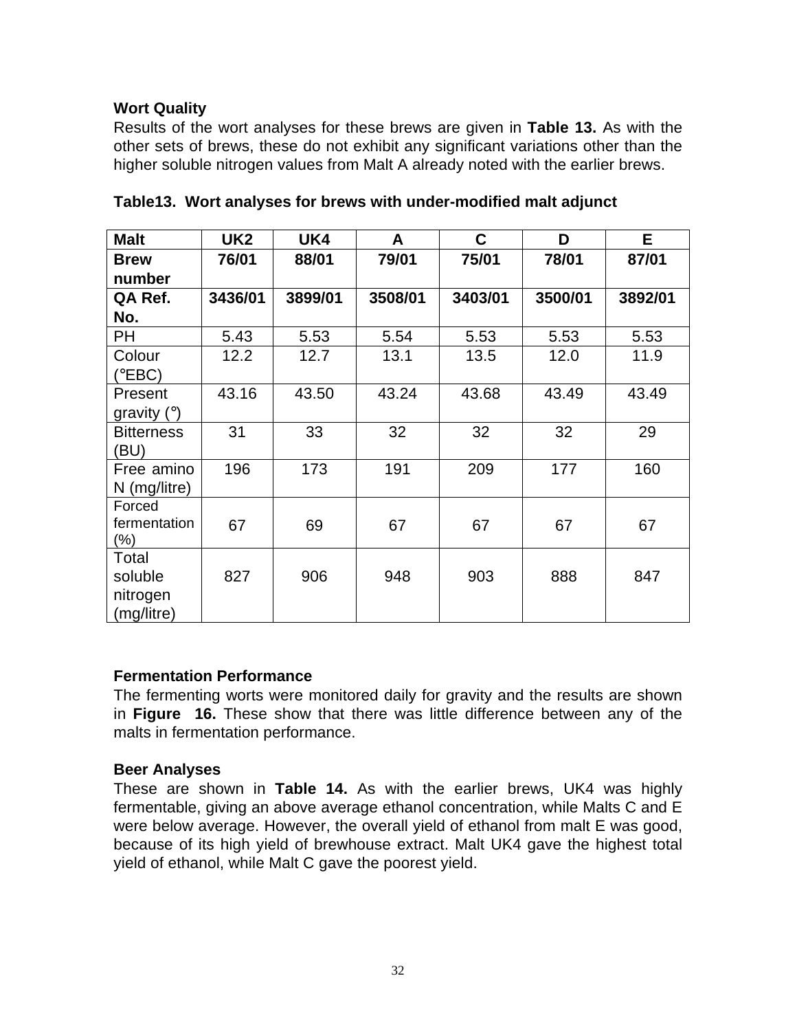### Wort Quality

Results of the wort analyses for these brews are given in **Table 13.** As with the other sets of brews, these do not exhibit any significant variations other than the higher soluble nitrogen values from Malt A already noted with the earlier brews.

**Table13. Wort analyses for brews with under-modified malt adjunct**

| Malt | UK2 | UK4 | A | C | D | E |
|---|---|---|---|---|---|---|
| **Brew number** | **76/01** | **88/01** | **79/01** | **75/01** | **78/01** | **87/01** |
| **QA Ref. No.** | **3436/01** | **3899/01** | **3508/01** | **3403/01** | **3500/01** | **3892/01** |
| PH | 5.43 | 5.53 | 5.54 | 5.53 | 5.53 | 5.53 |
| Colour (°EBC) | 12.2 | 12.7 | 13.1 | 13.5 | 12.0 | 11.9 |
| Present gravity (°) | 43.16 | 43.50 | 43.24 | 43.68 | 43.49 | 43.49 |
| Bitterness (BU) | 31 | 33 | 32 | 32 | 32 | 29 |
| Free amino N (mg/litre) | 196 | 173 | 191 | 209 | 177 | 160 |
| Forced fermentation (%) | 67 | 69 | 67 | 67 | 67 | 67 |
| Total soluble nitrogen (mg/litre) | 827 | 906 | 948 | 903 | 888 | 847 |

### Fermentation Performance

The fermenting worts were monitored daily for gravity and the results are shown in **Figure 16.** These show that there was little difference between any of the malts in fermentation performance.

### Beer Analyses

These are shown in **Table 14.** As with the earlier brews, UK4 was highly fermentable, giving an above average ethanol concentration, while Malts C and E were below average. However, the overall yield of ethanol from malt E was good, because of its high yield of brewhouse extract. Malt UK4 gave the highest total yield of ethanol, while Malt C gave the poorest yield.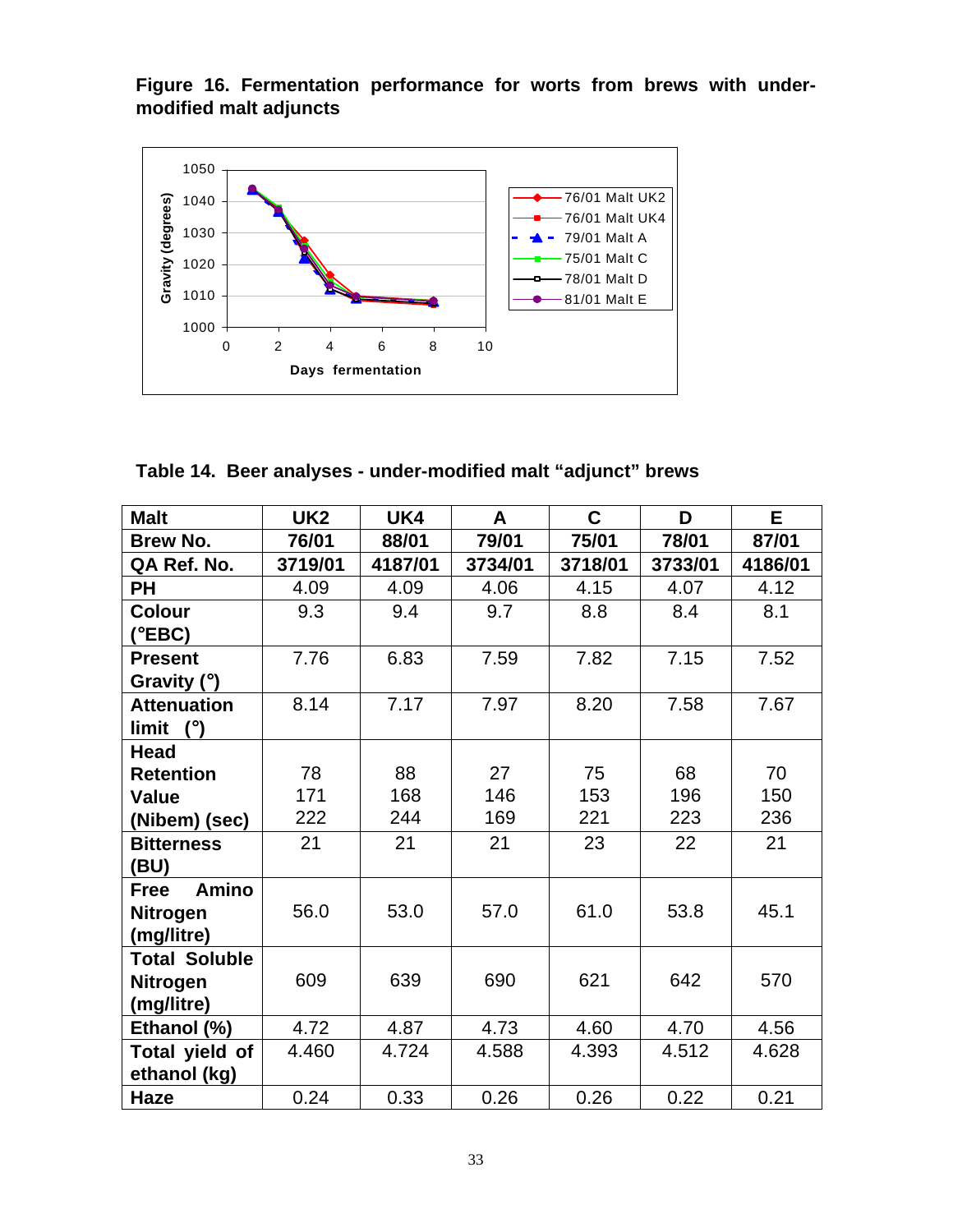**Figure 16. Fermentation performance for worts from brews with under-modified malt adjuncts**

**Table 14. Beer analyses - under-modified malt "adjunct" brews**

| Malt | UK2 | UK4 | A | C | D | E |
|---|---|---|---|---|---|---|
| **Brew No.** | **76/01** | **88/01** | **79/01** | **75/01** | **78/01** | **87/01** |
| **QA Ref. No.** | **3719/01** | **4187/01** | **3734/01** | **3718/01** | **3733/01** | **4186/01** |
| **PH** | 4.09 | 4.09 | 4.06 | 4.15 | 4.07 | 4.12 |
| **Colour (°EBC)** | 9.3 | 9.4 | 9.7 | 8.8 | 8.4 | 8.1 |
| **Present Gravity (°)** | 7.76 | 6.83 | 7.59 | 7.82 | 7.15 | 7.52 |
| **Attenuation limit (°)** | 8.14 | 7.17 | 7.97 | 8.20 | 7.58 | 7.67 |
| **Head Retention Value (Nibem) (sec)** | 78<br>171<br>222 | 88<br>168<br>244 | 27<br>146<br>169 | 75<br>153<br>221 | 68<br>196<br>223 | 70<br>150<br>236 |
| **Bitterness (BU)** | 21 | 21 | 21 | 23 | 22 | 21 |
| **Free Amino Nitrogen (mg/litre)** | 56.0 | 53.0 | 57.0 | 61.0 | 53.8 | 45.1 |
| **Total Soluble Nitrogen (mg/litre)** | 609 | 639 | 690 | 621 | 642 | 570 |
| **Ethanol (%)** | 4.72 | 4.87 | 4.73 | 4.60 | 4.70 | 4.56 |
| **Total yield of ethanol (kg)** | 4.460 | 4.724 | 4.588 | 4.393 | 4.512 | 4.628 |
| **Haze** | 0.24 | 0.33 | 0.26 | 0.26 | 0.22 | 0.21 |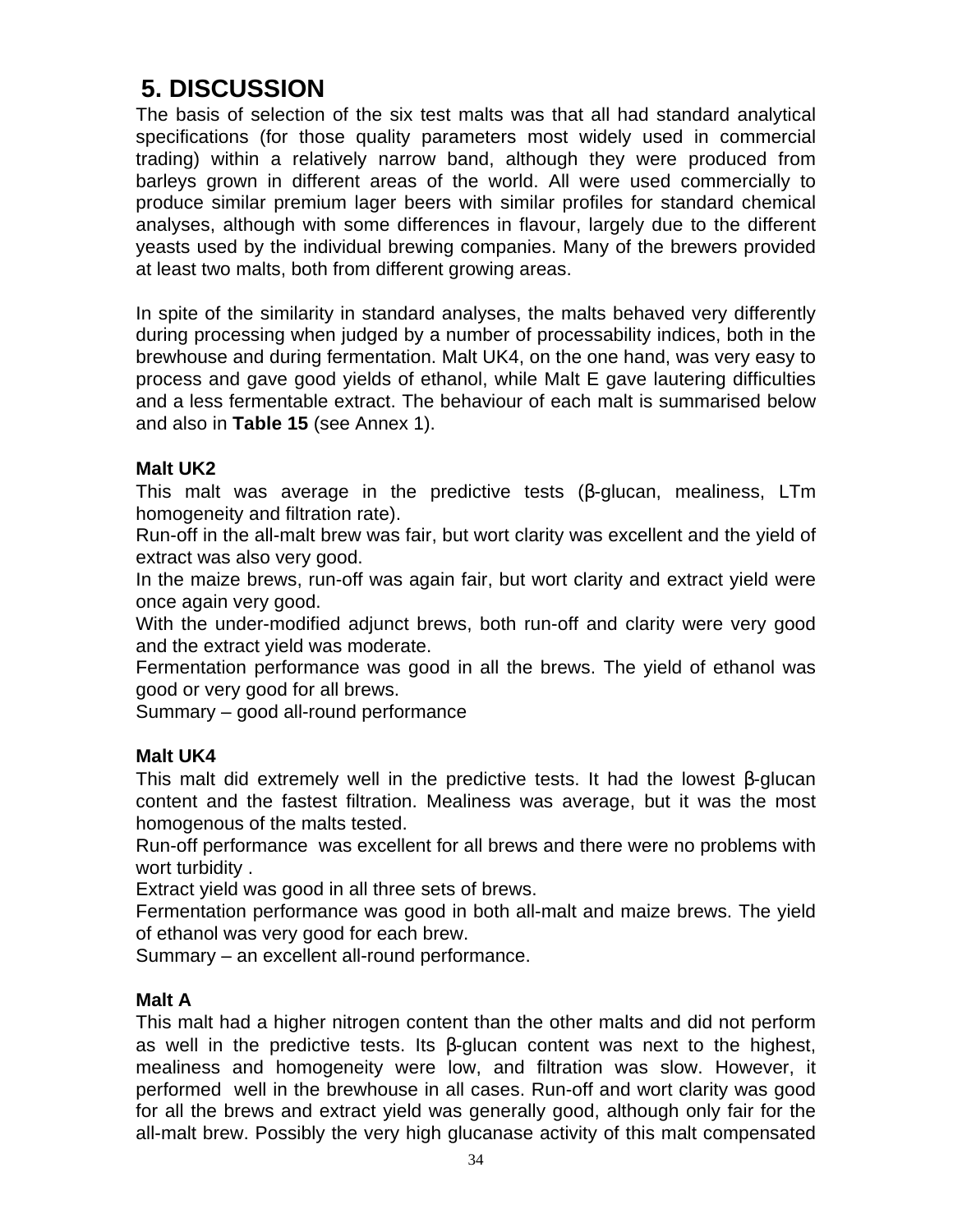## 5. DISCUSSION

The basis of selection of the six test malts was that all had standard analytical specifications (for those quality parameters most widely used in commercial trading) within a relatively narrow band, although they were produced from barleys grown in different areas of the world. All were used commercially to produce similar premium lager beers with similar profiles for standard chemical analyses, although with some differences in flavour, largely due to the different yeasts used by the individual brewing companies. Many of the brewers provided at least two malts, both from different growing areas.

In spite of the similarity in standard analyses, the malts behaved very differently during processing when judged by a number of processability indices, both in the brewhouse and during fermentation. Malt UK4, on the one hand, was very easy to process and gave good yields of ethanol, while Malt E gave lautering difficulties and a less fermentable extract. The behaviour of each malt is summarised below and also in **Table 15** (see Annex 1).

**Malt UK2**

This malt was average in the predictive tests (β-glucan, mealiness, LTm homogeneity and filtration rate).

Run-off in the all-malt brew was fair, but wort clarity was excellent and the yield of extract was also very good.

In the maize brews, run-off was again fair, but wort clarity and extract yield were once again very good.

With the under-modified adjunct brews, both run-off and clarity were very good and the extract yield was moderate.

Fermentation performance was good in all the brews. The yield of ethanol was good or very good for all brews.

Summary – good all-round performance

**Malt UK4**

This malt did extremely well in the predictive tests. It had the lowest β-glucan content and the fastest filtration. Mealiness was average, but it was the most homogenous of the malts tested.

Run-off performance was excellent for all brews and there were no problems with wort turbidity .

Extract yield was good in all three sets of brews.

Fermentation performance was good in both all-malt and maize brews. The yield of ethanol was very good for each brew.

Summary – an excellent all-round performance.

**Malt A**

This malt had a higher nitrogen content than the other malts and did not perform as well in the predictive tests. Its β-glucan content was next to the highest, mealiness and homogeneity were low, and filtration was slow. However, it performed well in the brewhouse in all cases. Run-off and wort clarity was good for all the brews and extract yield was generally good, although only fair for the all-malt brew. Possibly the very high glucanase activity of this malt compensated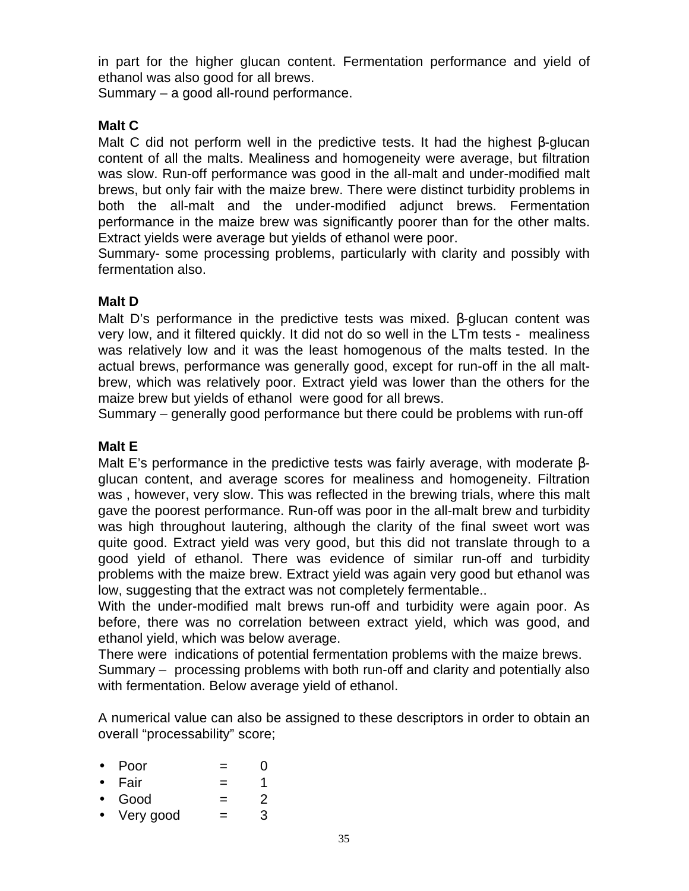in part for the higher glucan content. Fermentation performance and yield of ethanol was also good for all brews.
Summary – a good all-round performance.

**Malt C**

Malt C did not perform well in the predictive tests. It had the highest β-glucan content of all the malts. Mealiness and homogeneity were average, but filtration was slow. Run-off performance was good in the all-malt and under-modified malt brews, but only fair with the maize brew. There were distinct turbidity problems in both the all-malt and the under-modified adjunct brews. Fermentation performance in the maize brew was significantly poorer than for the other malts. Extract yields were average but yields of ethanol were poor.
Summary- some processing problems, particularly with clarity and possibly with fermentation also.

**Malt D**

Malt D's performance in the predictive tests was mixed. β-glucan content was very low, and it filtered quickly. It did not do so well in the LTm tests - mealiness was relatively low and it was the least homogenous of the malts tested. In the actual brews, performance was generally good, except for run-off in the all malt-brew, which was relatively poor. Extract yield was lower than the others for the maize brew but yields of ethanol were good for all brews.
Summary – generally good performance but there could be problems with run-off

**Malt E**

Malt E's performance in the predictive tests was fairly average, with moderate β-glucan content, and average scores for mealiness and homogeneity. Filtration was , however, very slow. This was reflected in the brewing trials, where this malt gave the poorest performance. Run-off was poor in the all-malt brew and turbidity was high throughout lautering, although the clarity of the final sweet wort was quite good. Extract yield was very good, but this did not translate through to a good yield of ethanol. There was evidence of similar run-off and turbidity problems with the maize brew. Extract yield was again very good but ethanol was low, suggesting that the extract was not completely fermentable..
With the under-modified malt brews run-off and turbidity were again poor. As before, there was no correlation between extract yield, which was good, and ethanol yield, which was below average.
There were indications of potential fermentation problems with the maize brews.
Summary – processing problems with both run-off and clarity and potentially also with fermentation. Below average yield of ethanol.

A numerical value can also be assigned to these descriptors in order to obtain an overall "processability" score;

- Poor = 0
- Fair = 1
- Good = 2
- Very good = 3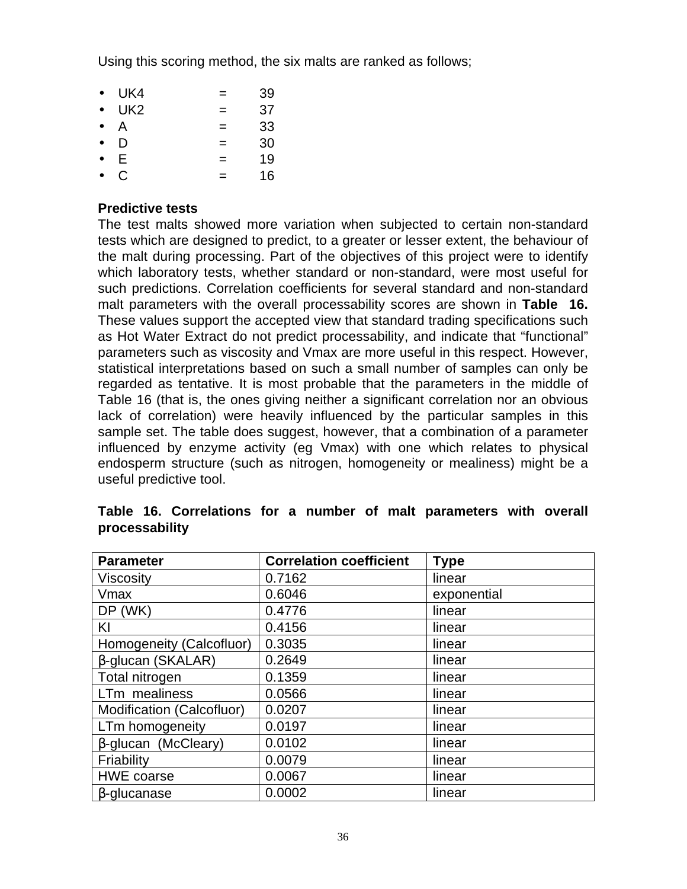Using this scoring method, the six malts are ranked as follows;

- UK4 = 39
- UK2 = 37
- A = 33
- D = 30
- E = 19
- C = 16

**Predictive tests**

The test malts showed more variation when subjected to certain non-standard tests which are designed to predict, to a greater or lesser extent, the behaviour of the malt during processing. Part of the objectives of this project were to identify which laboratory tests, whether standard or non-standard, were most useful for such predictions. Correlation coefficients for several standard and non-standard malt parameters with the overall processability scores are shown in **Table 16.** These values support the accepted view that standard trading specifications such as Hot Water Extract do not predict processability, and indicate that "functional" parameters such as viscosity and Vmax are more useful in this respect. However, statistical interpretations based on such a small number of samples can only be regarded as tentative. It is most probable that the parameters in the middle of Table 16 (that is, the ones giving neither a significant correlation nor an obvious lack of correlation) were heavily influenced by the particular samples in this sample set. The table does suggest, however, that a combination of a parameter influenced by enzyme activity (eg Vmax) with one which relates to physical endosperm structure (such as nitrogen, homogeneity or mealiness) might be a useful predictive tool.

**Table 16. Correlations for a number of malt parameters with overall processability**

| Parameter | Correlation coefficient | Type |
|---|---|---|
| Viscosity | 0.7162 | linear |
| Vmax | 0.6046 | exponential |
| DP (WK) | 0.4776 | linear |
| KI | 0.4156 | linear |
| Homogeneity (Calcofluor) | 0.3035 | linear |
| β-glucan (SKALAR) | 0.2649 | linear |
| Total nitrogen | 0.1359 | linear |
| LTm mealiness | 0.0566 | linear |
| Modification (Calcofluor) | 0.0207 | linear |
| LTm homogeneity | 0.0197 | linear |
| β-glucan (McCleary) | 0.0102 | linear |
| Friability | 0.0079 | linear |
| HWE coarse | 0.0067 | linear |
| β-glucanase | 0.0002 | linear |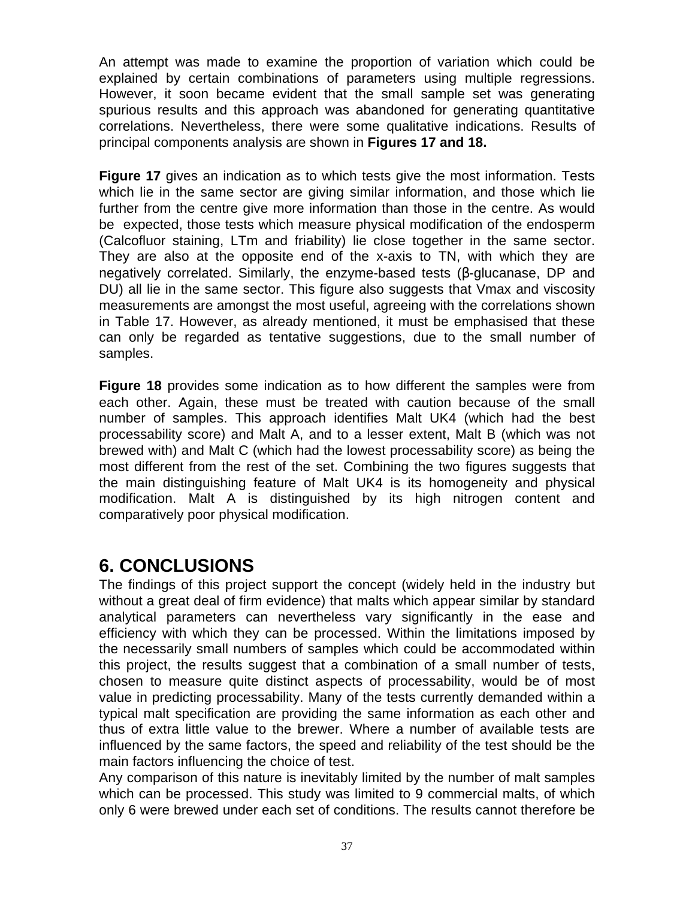An attempt was made to examine the proportion of variation which could be explained by certain combinations of parameters using multiple regressions. However, it soon became evident that the small sample set was generating spurious results and this approach was abandoned for generating quantitative correlations. Nevertheless, there were some qualitative indications. Results of principal components analysis are shown in **Figures 17 and 18.**

**Figure 17** gives an indication as to which tests give the most information. Tests which lie in the same sector are giving similar information, and those which lie further from the centre give more information than those in the centre. As would be expected, those tests which measure physical modification of the endosperm (Calcofluor staining, LTm and friability) lie close together in the same sector. They are also at the opposite end of the x-axis to TN, with which they are negatively correlated. Similarly, the enzyme-based tests (β-glucanase, DP and DU) all lie in the same sector. This figure also suggests that Vmax and viscosity measurements are amongst the most useful, agreeing with the correlations shown in Table 17. However, as already mentioned, it must be emphasised that these can only be regarded as tentative suggestions, due to the small number of samples.

**Figure 18** provides some indication as to how different the samples were from each other. Again, these must be treated with caution because of the small number of samples. This approach identifies Malt UK4 (which had the best processability score) and Malt A, and to a lesser extent, Malt B (which was not brewed with) and Malt C (which had the lowest processability score) as being the most different from the rest of the set. Combining the two figures suggests that the main distinguishing feature of Malt UK4 is its homogeneity and physical modification. Malt A is distinguished by its high nitrogen content and comparatively poor physical modification.

# 6. CONCLUSIONS

The findings of this project support the concept (widely held in the industry but without a great deal of firm evidence) that malts which appear similar by standard analytical parameters can nevertheless vary significantly in the ease and efficiency with which they can be processed. Within the limitations imposed by the necessarily small numbers of samples which could be accommodated within this project, the results suggest that a combination of a small number of tests, chosen to measure quite distinct aspects of processability, would be of most value in predicting processability. Many of the tests currently demanded within a typical malt specification are providing the same information as each other and thus of extra little value to the brewer. Where a number of available tests are influenced by the same factors, the speed and reliability of the test should be the main factors influencing the choice of test.

Any comparison of this nature is inevitably limited by the number of malt samples which can be processed. This study was limited to 9 commercial malts, of which only 6 were brewed under each set of conditions. The results cannot therefore be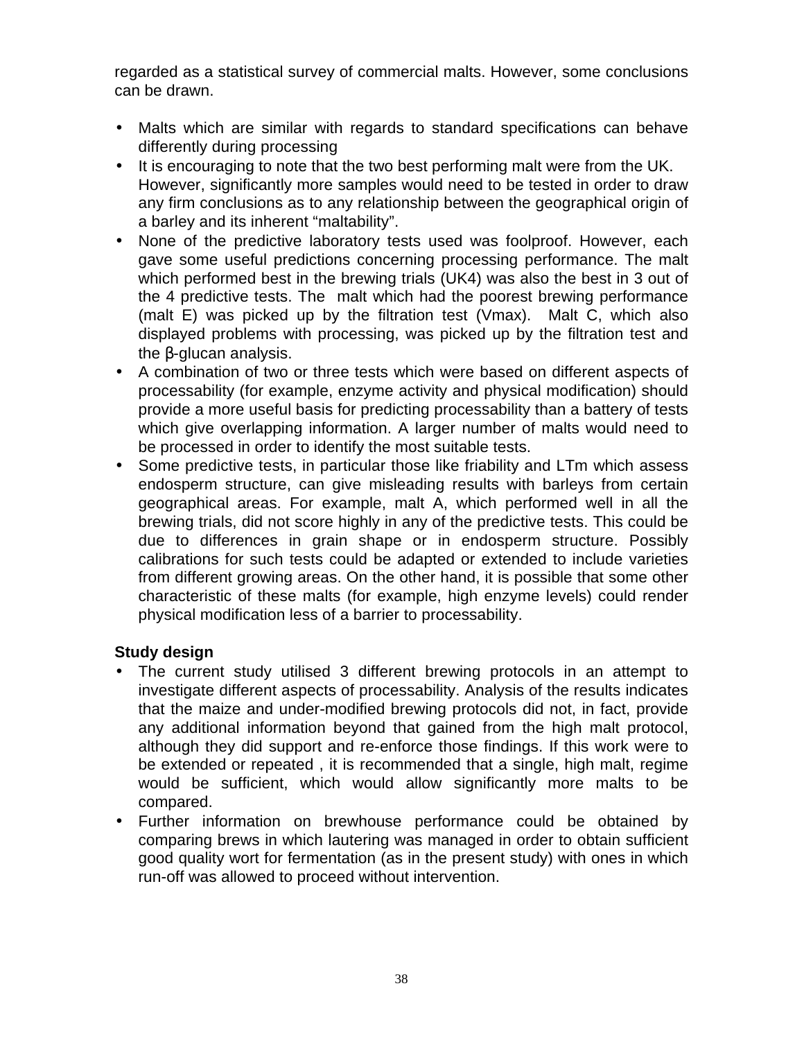regarded as a statistical survey of commercial malts. However, some conclusions can be drawn.

- Malts which are similar with regards to standard specifications can behave differently during processing
- It is encouraging to note that the two best performing malt were from the UK. However, significantly more samples would need to be tested in order to draw any firm conclusions as to any relationship between the geographical origin of a barley and its inherent "maltability".
- None of the predictive laboratory tests used was foolproof. However, each gave some useful predictions concerning processing performance. The malt which performed best in the brewing trials (UK4) was also the best in 3 out of the 4 predictive tests. The malt which had the poorest brewing performance (malt E) was picked up by the filtration test (Vmax). Malt C, which also displayed problems with processing, was picked up by the filtration test and the β-glucan analysis.
- A combination of two or three tests which were based on different aspects of processability (for example, enzyme activity and physical modification) should provide a more useful basis for predicting processability than a battery of tests which give overlapping information. A larger number of malts would need to be processed in order to identify the most suitable tests.
- Some predictive tests, in particular those like friability and LTm which assess endosperm structure, can give misleading results with barleys from certain geographical areas. For example, malt A, which performed well in all the brewing trials, did not score highly in any of the predictive tests. This could be due to differences in grain shape or in endosperm structure. Possibly calibrations for such tests could be adapted or extended to include varieties from different growing areas. On the other hand, it is possible that some other characteristic of these malts (for example, high enzyme levels) could render physical modification less of a barrier to processability.

**Study design**

- The current study utilised 3 different brewing protocols in an attempt to investigate different aspects of processability. Analysis of the results indicates that the maize and under-modified brewing protocols did not, in fact, provide any additional information beyond that gained from the high malt protocol, although they did support and re-enforce those findings. If this work were to be extended or repeated , it is recommended that a single, high malt, regime would be sufficient, which would allow significantly more malts to be compared.
- Further information on brewhouse performance could be obtained by comparing brews in which lautering was managed in order to obtain sufficient good quality wort for fermentation (as in the present study) with ones in which run-off was allowed to proceed without intervention.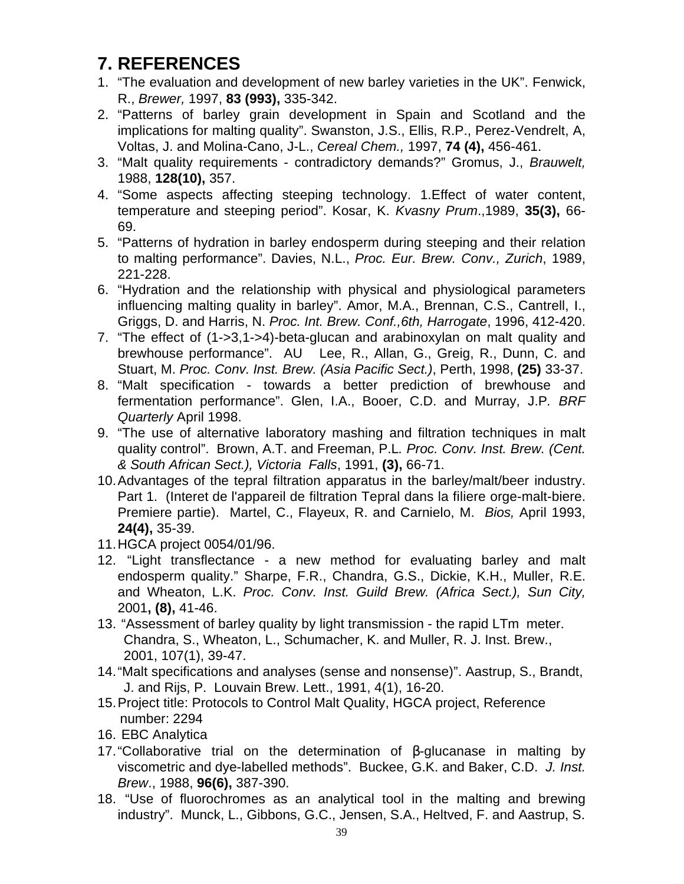# 7. REFERENCES

1. "The evaluation and development of new barley varieties in the UK". Fenwick, R., *Brewer,* 1997, **83 (993),** 335-342.
2. "Patterns of barley grain development in Spain and Scotland and the implications for malting quality". Swanston, J.S., Ellis, R.P., Perez-Vendrelt, A, Voltas, J. and Molina-Cano, J-L., *Cereal Chem.,* 1997, **74 (4),** 456-461.
3. "Malt quality requirements - contradictory demands?" Gromus, J., *Brauwelt,* 1988, **128(10),** 357.
4. "Some aspects affecting steeping technology. 1.Effect of water content, temperature and steeping period". Kosar, K. *Kvasny Prum*.,1989, **35(3),** 66-69.
5. "Patterns of hydration in barley endosperm during steeping and their relation to malting performance". Davies, N.L., *Proc. Eur. Brew. Conv., Zurich*, 1989, 221-228.
6. "Hydration and the relationship with physical and physiological parameters influencing malting quality in barley". Amor, M.A., Brennan, C.S., Cantrell, I., Griggs, D. and Harris, N. *Proc. Int. Brew. Conf.,6th, Harrogate*, 1996, 412-420.
7. "The effect of (1->3,1->4)-beta-glucan and arabinoxylan on malt quality and brewhouse performance". AU Lee, R., Allan, G., Greig, R., Dunn, C. and Stuart, M. *Proc. Conv. Inst. Brew. (Asia Pacific Sect.)*, Perth, 1998, **(25)** 33-37.
8. "Malt specification - towards a better prediction of brewhouse and fermentation performance". Glen, I.A., Booer, C.D. and Murray, J.P. *BRF Quarterly* April 1998.
9. "The use of alternative laboratory mashing and filtration techniques in malt quality control". Brown, A.T. and Freeman, P.L. *Proc. Conv. Inst. Brew. (Cent. & South African Sect.), Victoria Falls*, 1991, **(3),** 66-71.
10. Advantages of the tepral filtration apparatus in the barley/malt/beer industry. Part 1. (Interet de l'appareil de filtration Tepral dans la filiere orge-malt-biere. Premiere partie). Martel, C., Flayeux, R. and Carnielo, M. *Bios,* April 1993, **24(4),** 35-39.
11. HGCA project 0054/01/96.
12. "Light transflectance - a new method for evaluating barley and malt endosperm quality." Sharpe, F.R., Chandra, G.S., Dickie, K.H., Muller, R.E. and Wheaton, L.K. *Proc. Conv. Inst. Guild Brew. (Africa Sect.), Sun City,* 2001**, (8),** 41-46.
13. "Assessment of barley quality by light transmission - the rapid LTm meter. Chandra, S., Wheaton, L., Schumacher, K. and Muller, R. J. Inst. Brew., 2001, 107(1), 39-47.
14. "Malt specifications and analyses (sense and nonsense)". Aastrup, S., Brandt, J. and Rijs, P. Louvain Brew. Lett., 1991, 4(1), 16-20.
15. Project title: Protocols to Control Malt Quality, HGCA project, Reference number: 2294
16. EBC Analytica
17. "Collaborative trial on the determination of β-glucanase in malting by viscometric and dye-labelled methods". Buckee, G.K. and Baker, C.D. *J. Inst. Brew*., 1988, **96(6),** 387-390.
18. "Use of fluorochromes as an analytical tool in the malting and brewing industry". Munck, L., Gibbons, G.C., Jensen, S.A., Heltved, F. and Aastrup, S.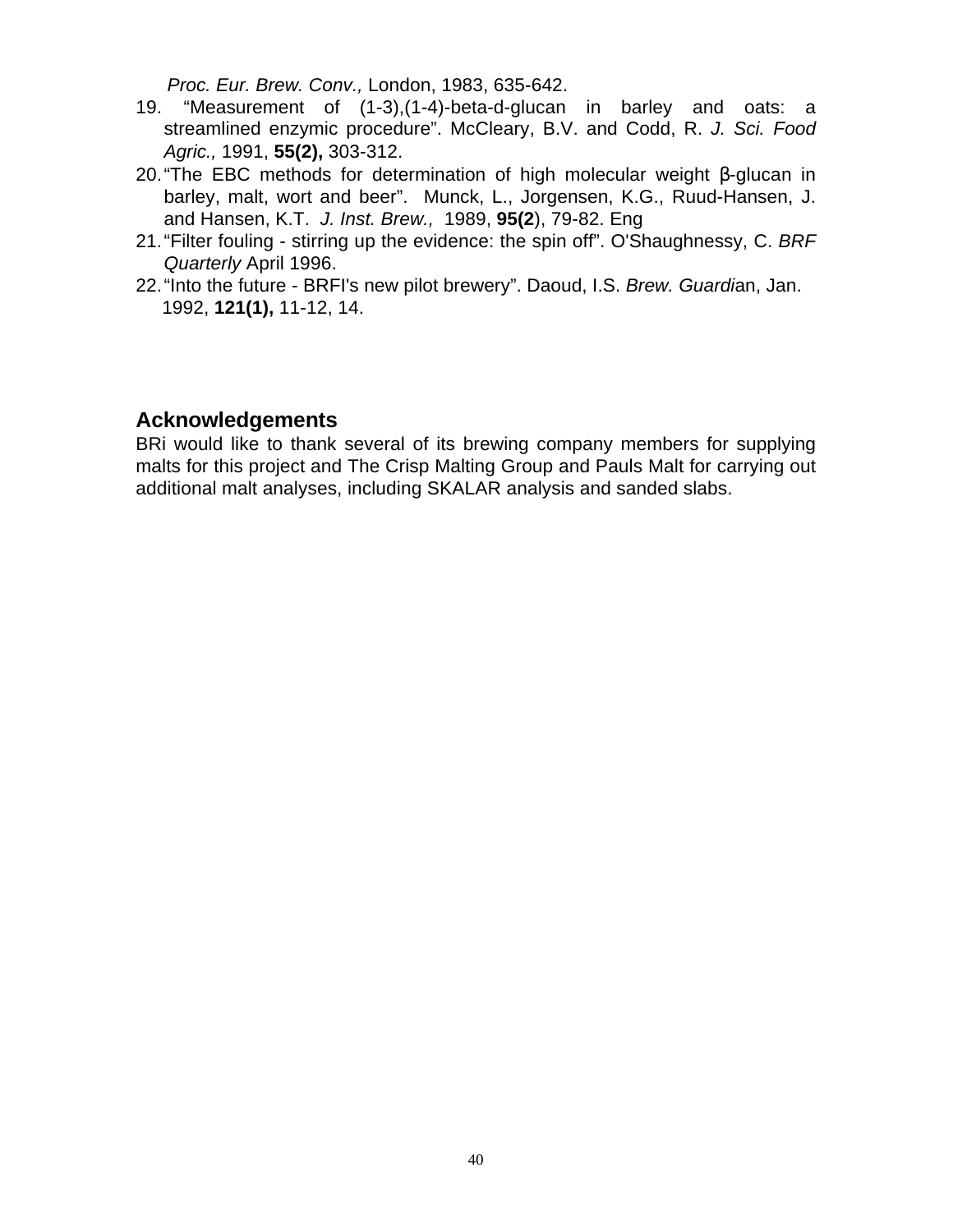*Proc. Eur. Brew. Conv.,* London, 1983, 635-642.

19. "Measurement of (1-3),(1-4)-beta-d-glucan in barley and oats: a streamlined enzymic procedure". McCleary, B.V. and Codd, R. *J. Sci. Food Agric.,* 1991, **55(2),** 303-312.
20. "The EBC methods for determination of high molecular weight β-glucan in barley, malt, wort and beer". Munck, L., Jorgensen, K.G., Ruud-Hansen, J. and Hansen, K.T. *J. Inst. Brew.,* 1989, **95(2**), 79-82. Eng
21. "Filter fouling - stirring up the evidence: the spin off". O'Shaughnessy, C. *BRF Quarterly* April 1996.
22. "Into the future - BRFI's new pilot brewery". Daoud, I.S. *Brew. Guardi*an, Jan. 1992, **121(1),** 11-12, 14.

## Acknowledgements

BRi would like to thank several of its brewing company members for supplying malts for this project and The Crisp Malting Group and Pauls Malt for carrying out additional malt analyses, including SKALAR analysis and sanded slabs.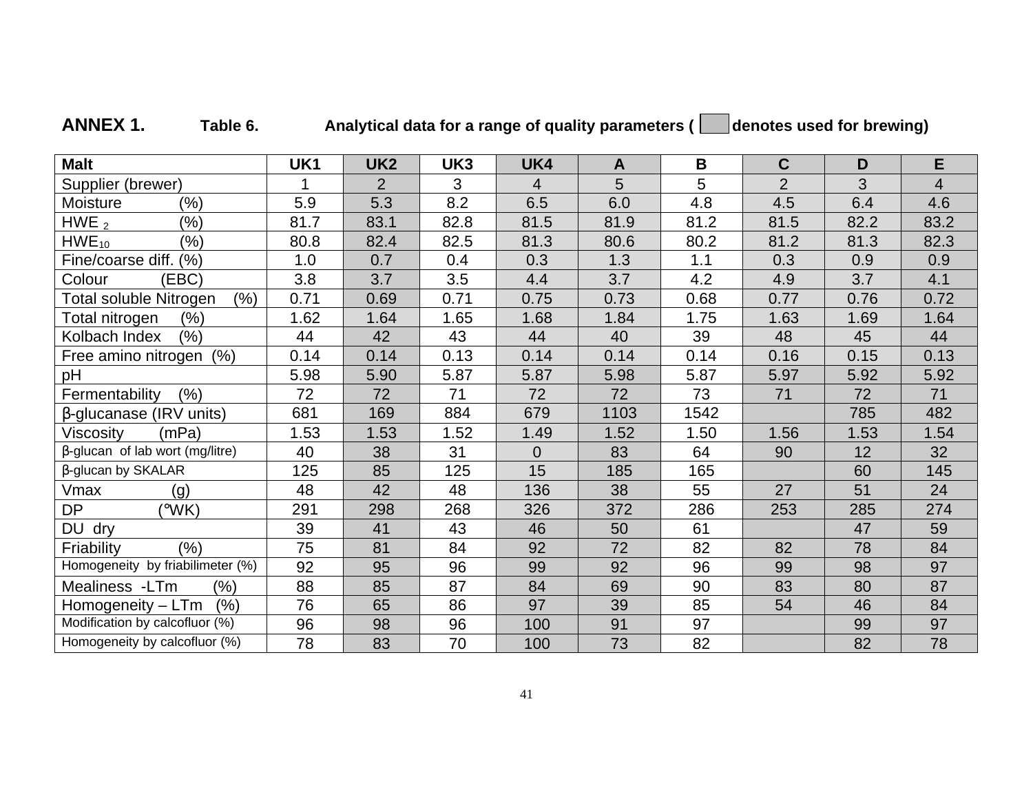**ANNEX 1.** **Table 6.** **Analytical data for a range of quality parameters ( denotes used for brewing)**

| Malt | UK1 | UK2 | UK3 | UK4 | A | B | C | D | E |
|---|---|---|---|---|---|---|---|---|---|
| Supplier (brewer) | 1 | 2 | 3 | 4 | 5 | 5 | 2 | 3 | 4 |
| Moisture (%) | 5.9 | 5.3 | 8.2 | 6.5 | 6.0 | 4.8 | 4.5 | 6.4 | 4.6 |
| $HWE_2$ (%) | 81.7 | 83.1 | 82.8 | 81.5 | 81.9 | 81.2 | 81.5 | 82.2 | 83.2 |
| $HWE_{10}$ (%) | 80.8 | 82.4 | 82.5 | 81.3 | 80.6 | 80.2 | 81.2 | 81.3 | 82.3 |
| Fine/coarse diff. (%) | 1.0 | 0.7 | 0.4 | 0.3 | 1.3 | 1.1 | 0.3 | 0.9 | 0.9 |
| Colour (EBC) | 3.8 | 3.7 | 3.5 | 4.4 | 3.7 | 4.2 | 4.9 | 3.7 | 4.1 |
| Total soluble Nitrogen (%) | 0.71 | 0.69 | 0.71 | 0.75 | 0.73 | 0.68 | 0.77 | 0.76 | 0.72 |
| Total nitrogen (%) | 1.62 | 1.64 | 1.65 | 1.68 | 1.84 | 1.75 | 1.63 | 1.69 | 1.64 |
| Kolbach Index (%) | 44 | 42 | 43 | 44 | 40 | 39 | 48 | 45 | 44 |
| Free amino nitrogen (%) | 0.14 | 0.14 | 0.13 | 0.14 | 0.14 | 0.14 | 0.16 | 0.15 | 0.13 |
| pH | 5.98 | 5.90 | 5.87 | 5.87 | 5.98 | 5.87 | 5.97 | 5.92 | 5.92 |
| Fermentability (%) | 72 | 72 | 71 | 72 | 72 | 73 | 71 | 72 | 71 |
| β-glucanase (IRV units) | 681 | 169 | 884 | 679 | 1103 | 1542 | | 785 | 482 |
| Viscosity (mPa) | 1.53 | 1.53 | 1.52 | 1.49 | 1.52 | 1.50 | 1.56 | 1.53 | 1.54 |
| β-glucan of lab wort (mg/litre) | 40 | 38 | 31 | 0 | 83 | 64 | 90 | 12 | 32 |
| β-glucan by SKALAR | 125 | 85 | 125 | 15 | 185 | 165 | | 60 | 145 |
| Vmax (g) | 48 | 42 | 48 | 136 | 38 | 55 | 27 | 51 | 24 |
| DP (°WK) | 291 | 298 | 268 | 326 | 372 | 286 | 253 | 285 | 274 |
| DU dry | 39 | 41 | 43 | 46 | 50 | 61 | | 47 | 59 |
| Friability (%) | 75 | 81 | 84 | 92 | 72 | 82 | 82 | 78 | 84 |
| Homogeneity by friabilimeter (%) | 92 | 95 | 96 | 99 | 92 | 96 | 99 | 98 | 97 |
| Mealiness -LTm (%) | 88 | 85 | 87 | 84 | 69 | 90 | 83 | 80 | 87 |
| Homogeneity – LTm (%) | 76 | 65 | 86 | 97 | 39 | 85 | 54 | 46 | 84 |
| Modification by calcofluor (%) | 96 | 98 | 96 | 100 | 91 | 97 | | 99 | 97 |
| Homogeneity by calcofluor (%) | 78 | 83 | 70 | 100 | 73 | 82 | | 82 | 78 |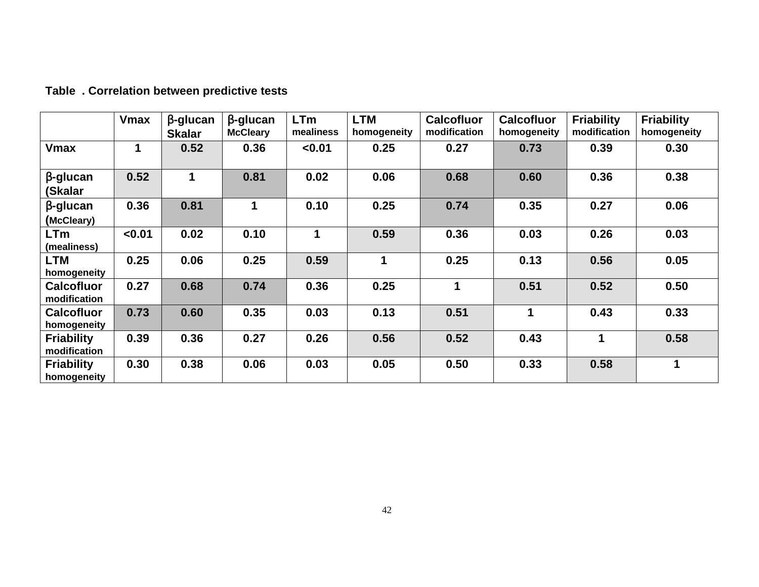**Table . Correlation between predictive tests**

| | Vmax | β-glucan Skalar | β-glucan McCleary | LTm mealiness | LTM homogeneity | Calcofluor modification | Calcofluor homogeneity | Friability modification | Friability homogeneity |
|---|---|---|---|---|---|---|---|---|---|
| **Vmax** | 1 | 0.52 | 0.36 | <0.01 | 0.25 | 0.27 | 0.73 | 0.39 | 0.30 |
| **β-glucan (Skalar** | 0.52 | 1 | 0.81 | 0.02 | 0.06 | 0.68 | 0.60 | 0.36 | 0.38 |
| **β-glucan (McCleary)** | 0.36 | 0.81 | 1 | 0.10 | 0.25 | 0.74 | 0.35 | 0.27 | 0.06 |
| **LTm (mealiness)** | <0.01 | 0.02 | 0.10 | 1 | 0.59 | 0.36 | 0.03 | 0.26 | 0.03 |
| **LTM homogeneity** | 0.25 | 0.06 | 0.25 | 0.59 | 1 | 0.25 | 0.13 | 0.56 | 0.05 |
| **Calcofluor modification** | 0.27 | 0.68 | 0.74 | 0.36 | 0.25 | 1 | 0.51 | 0.52 | 0.50 |
| **Calcofluor homogeneity** | 0.73 | 0.60 | 0.35 | 0.03 | 0.13 | 0.51 | 1 | 0.43 | 0.33 |
| **Friability modification** | 0.39 | 0.36 | 0.27 | 0.26 | 0.56 | 0.52 | 0.43 | 1 | 0.58 |
| **Friability homogeneity** | 0.30 | 0.38 | 0.06 | 0.03 | 0.05 | 0.50 | 0.33 | 0.58 | 1 |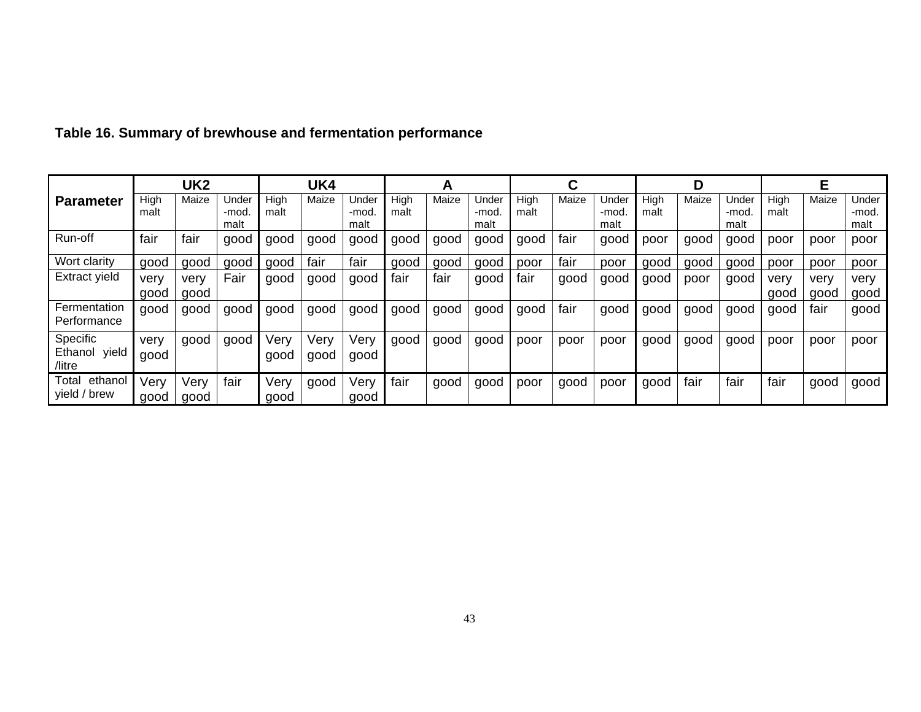**Table 16. Summary of brewhouse and fermentation performance**

| Parameter | UK2 | | | UK4 | | | A | | | C | | | D | | | E | | |
|---|---|---|---|---|---|---|---|---|---|---|---|---|---|---|---|---|---|---|
| | High malt | Maize | Under-mod. malt | High malt | Maize | Under-mod. malt | High malt | Maize | Under-mod. malt | High malt | Maize | Under-mod. malt | High malt | Maize | Under-mod. malt | High malt | Maize | Under-mod. malt |
| Run-off | fair | fair | good | good | good | good | good | good | good | good | fair | good | poor | good | good | poor | poor | poor |
| Wort clarity | good | good | good | good | fair | fair | good | good | good | poor | fair | poor | good | good | good | poor | poor | poor |
| Extract yield | very good | very good | Fair | good | good | good | fair | fair | good | fair | good | good | good | poor | good | very good | very good | very good |
| Fermentation Performance | good | good | good | good | good | good | good | good | good | good | fair | good | good | good | good | good | fair | good |
| Specific Ethanol yield /litre | very good | good | good | Very good | Very good | Very good | good | good | good | poor | poor | poor | good | good | good | poor | poor | poor |
| Total ethanol yield / brew | Very good | Very good | fair | Very good | good | Very good | fair | good | good | poor | good | poor | good | fair | fair | fair | good | good |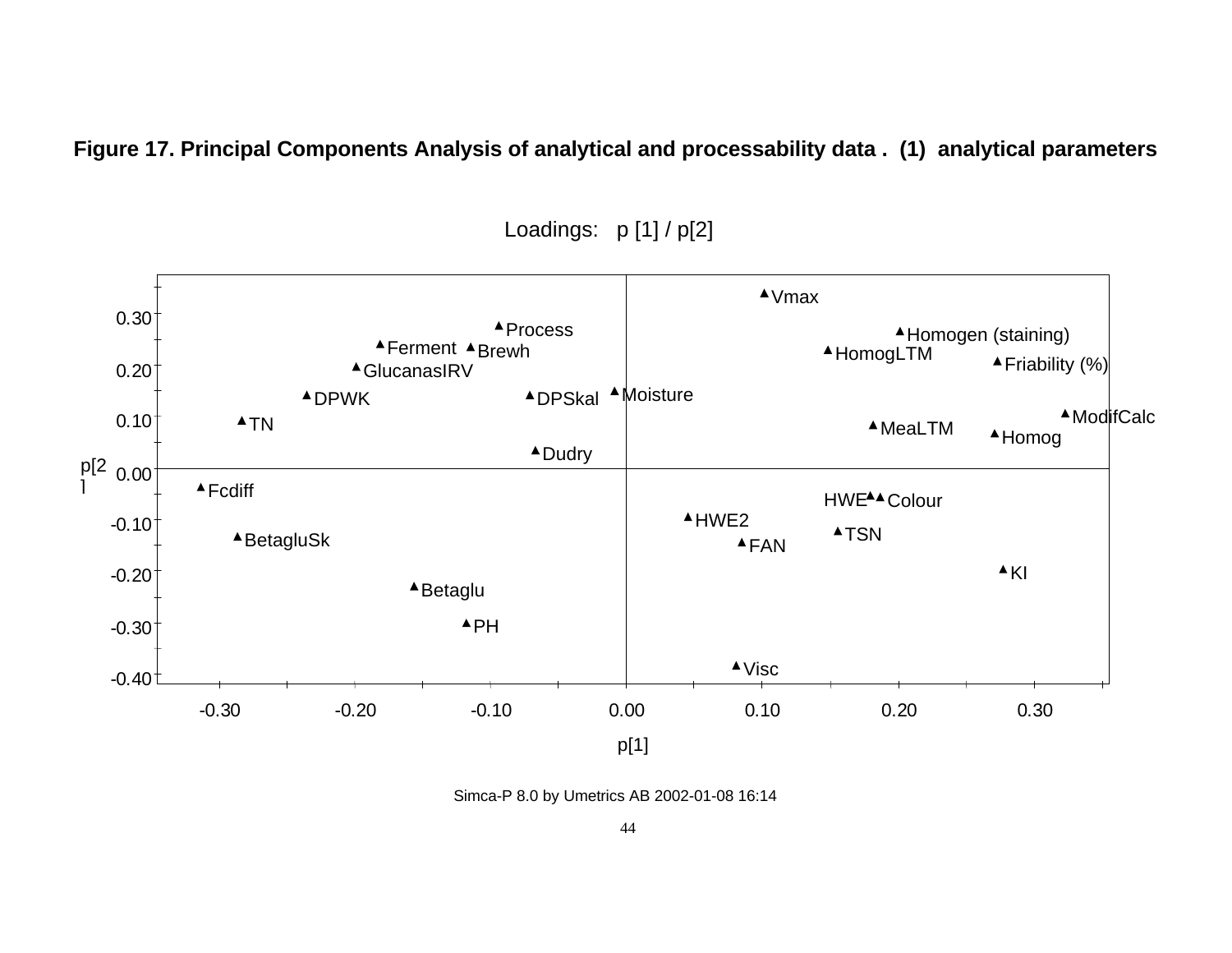**Figure 17. Principal Components Analysis of analytical and processability data . (1) analytical parameters**

Loadings: p [1] / p[2]

| Variable | p[1] | p[2] |
|---|---|---|
| Vmax | 0.10 | 0.33 |
| Process | -0.09 | 0.27 |
| Homogen (staining) | 0.20 | 0.26 |
| Ferment | -0.18 | 0.24 |
| Brewh | -0.11 | 0.23 |
| HomogLTM | 0.15 | 0.22 |
| Friability (%) | 0.27 | 0.20 |
| GlucanasIRV | -0.20 | 0.19 |
| Moisture | -0.01 | 0.15 |
| DPWK | -0.23 | 0.14 |
| DPSkal | -0.07 | 0.14 |
| ModifCalc | 0.32 | 0.10 |
| TN | -0.28 | 0.09 |
| MeaLTM | 0.18 | 0.08 |
| Homog | 0.27 | 0.06 |
| Dudry | -0.07 | 0.03 |
| Fcdiff | -0.31 | -0.04 |
| HWE | 0.18 | -0.05 |
| Colour | 0.19 | -0.05 |
| HWE2 | 0.05 | -0.09 |
| TSN | 0.15 | -0.12 |
| BetagluSk | -0.29 | -0.13 |
| FAN | 0.08 | -0.14 |
| KI | 0.28 | -0.19 |
| Betaglu | -0.16 | -0.23 |
| PH | -0.12 | -0.30 |
| Visc | 0.08 | -0.38 |

Simca-P 8.0 by Umetrics AB 2002-01-08 16:14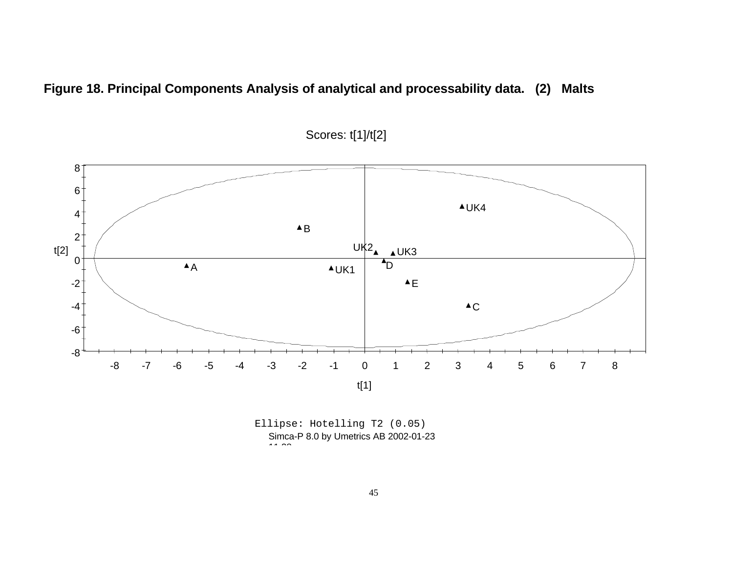**Figure 18. Principal Components Analysis of analytical and processability data. (2) Malts**

Scores: t[1]/t[2]

t[2]

8
6
4
2
0
-2
-4
-6
-8

-8 -7 -6 -5 -4 -3 -2 -1 0 1 2 3 4 5 6 7 8

t[1]

UK4
B
UK2
UK3
D
A
UK1
E
C

Ellipse: Hotelling T2 (0.05)

Simca-P 8.0 by Umetrics AB 2002-01-23 11:03